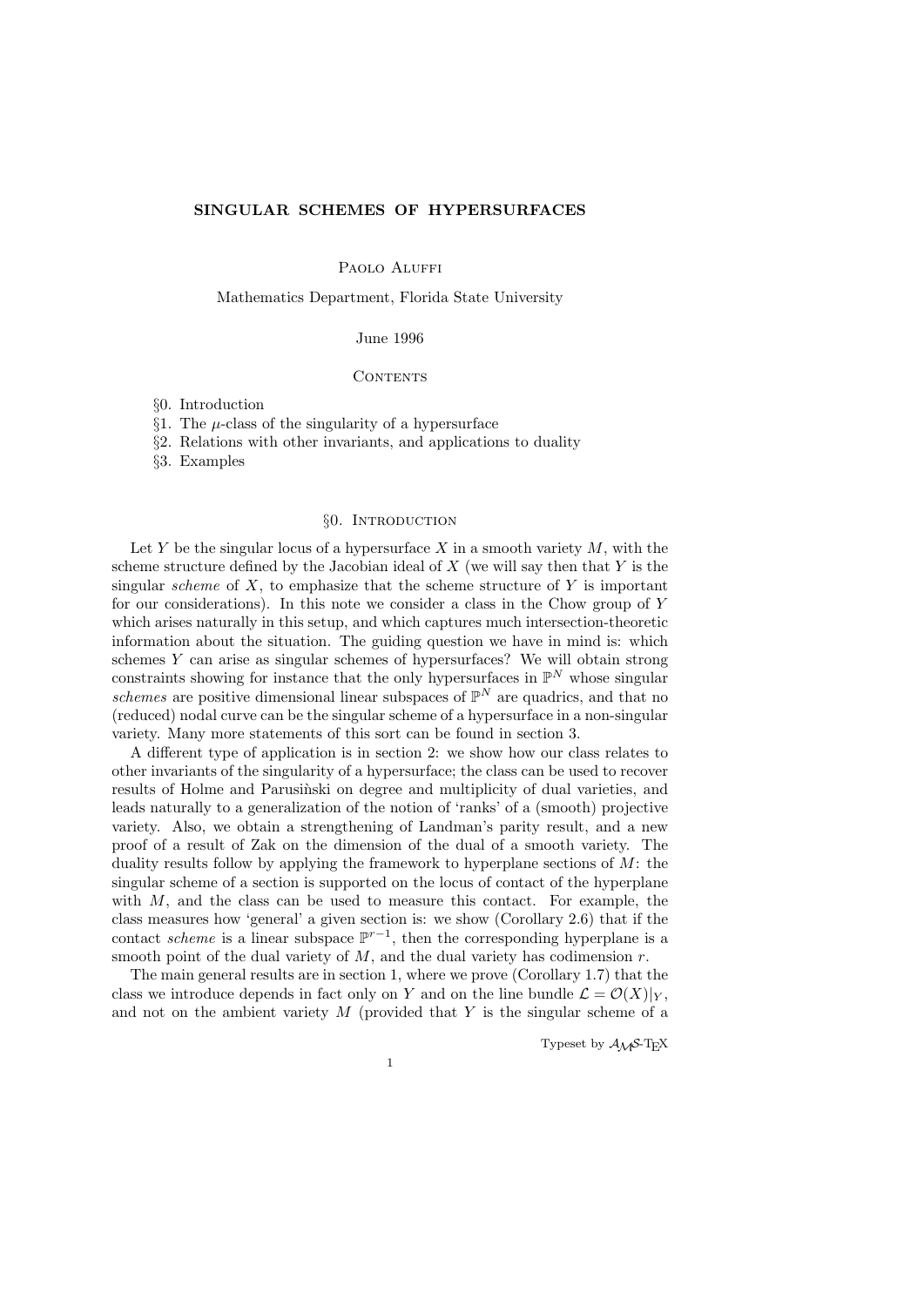# SINGULAR SCHEMES OF HYPERSURFACES

Paolo Aluffi

Mathematics Department, Florida State University

June 1996

## Contents

§0. Introduction
§1. The $\mu$-class of the singularity of a hypersurface
§2. Relations with other invariants, and applications to duality
§3. Examples

## §0. Introduction

Let $Y$ be the singular locus of a hypersurface $X$ in a smooth variety $M$, with the scheme structure defined by the Jacobian ideal of $X$ (we will say then that $Y$ is the singular *scheme* of $X$, to emphasize that the scheme structure of $Y$ is important for our considerations). In this note we consider a class in the Chow group of $Y$ which arises naturally in this setup, and which captures much intersection-theoretic information about the situation. The guiding question we have in mind is: which schemes $Y$ can arise as singular schemes of hypersurfaces? We will obtain strong constraints showing for instance that the only hypersurfaces in $\mathbb{P}^N$ whose singular *schemes* are positive dimensional linear subspaces of $\mathbb{P}^N$ are quadrics, and that no (reduced) nodal curve can be the singular scheme of a hypersurface in a non-singular variety. Many more statements of this sort can be found in section 3.

A different type of application is in section 2: we show how our class relates to other invariants of the singularity of a hypersurface; the class can be used to recover results of Holme and Parusiǹski on degree and multiplicity of dual varieties, and leads naturally to a generalization of the notion of 'ranks' of a (smooth) projective variety. Also, we obtain a strengthening of Landman's parity result, and a new proof of a result of Zak on the dimension of the dual of a smooth variety. The duality results follow by applying the framework to hyperplane sections of $M$: the singular scheme of a section is supported on the locus of contact of the hyperplane with $M$, and the class can be used to measure this contact. For example, the class measures how 'general' a given section is: we show (Corollary 2.6) that if the contact *scheme* is a linear subspace $\mathbb{P}^{r-1}$, then the corresponding hyperplane is a smooth point of the dual variety of $M$, and the dual variety has codimension $r$.

The main general results are in section 1, where we prove (Corollary 1.7) that the class we introduce depends in fact only on $Y$ and on the line bundle $\mathcal{L} = \mathcal{O}(X)|_Y$, and not on the ambient variety $M$ (provided that $Y$ is the singular scheme of a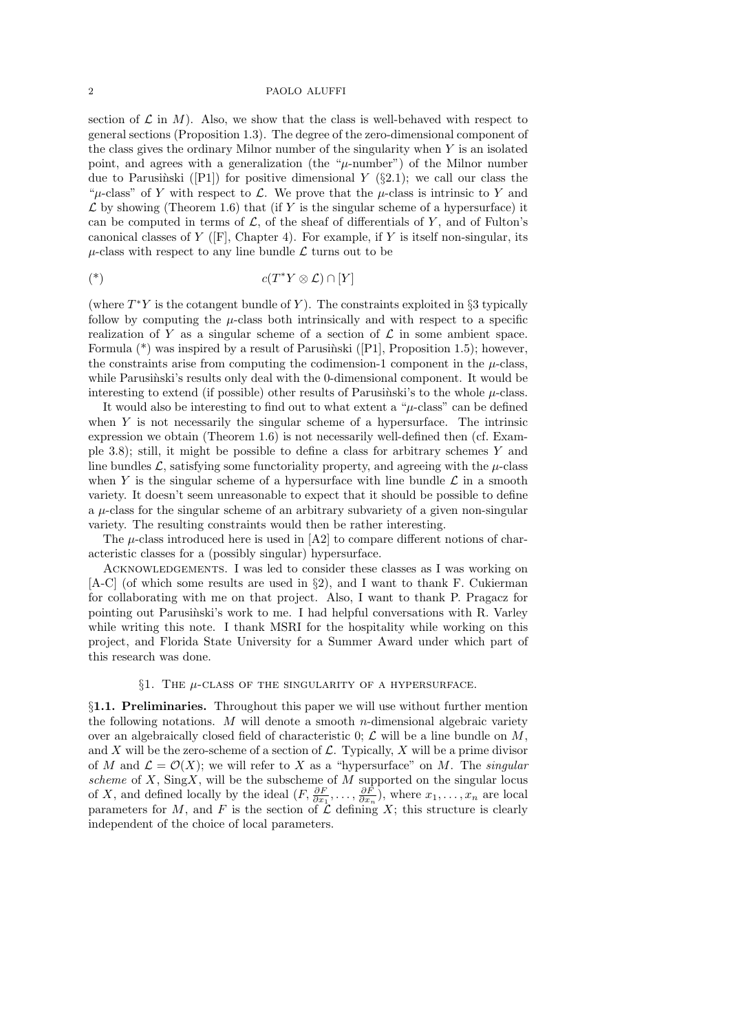section of $\mathcal{L}$ in $M$). Also, we show that the class is well-behaved with respect to general sections (Proposition 1.3). The degree of the zero-dimensional component of the class gives the ordinary Milnor number of the singularity when $Y$ is an isolated point, and agrees with a generalization (the "$\mu$-number") of the Milnor number due to Parusiǹski ([P1]) for positive dimensional $Y$ (§2.1); we call our class the "$\mu$-class" of $Y$ with respect to $\mathcal{L}$. We prove that the $\mu$-class is intrinsic to $Y$ and $\mathcal{L}$ by showing (Theorem 1.6) that (if $Y$ is the singular scheme of a hypersurface) it can be computed in terms of $\mathcal{L}$, of the sheaf of differentials of $Y$, and of Fulton's canonical classes of $Y$ ([F], Chapter 4). For example, if $Y$ is itself non-singular, its $\mu$-class with respect to any line bundle $\mathcal{L}$ turns out to be

$$(*) \qquad c(T^*Y \otimes \mathcal{L}) \cap [Y]$$

(where $T^*Y$ is the cotangent bundle of $Y$). The constraints exploited in §3 typically follow by computing the $\mu$-class both intrinsically and with respect to a specific realization of $Y$ as a singular scheme of a section of $\mathcal{L}$ in some ambient space. Formula (*) was inspired by a result of Parusiǹski ([P1], Proposition 1.5); however, the constraints arise from computing the codimension-1 component in the $\mu$-class, while Parusiǹski's results only deal with the 0-dimensional component. It would be interesting to extend (if possible) other results of Parusiǹski's to the whole $\mu$-class.

It would also be interesting to find out to what extent a "$\mu$-class" can be defined when $Y$ is not necessarily the singular scheme of a hypersurface. The intrinsic expression we obtain (Theorem 1.6) is not necessarily well-defined then (cf. Example 3.8); still, it might be possible to define a class for arbitrary schemes $Y$ and line bundles $\mathcal{L}$, satisfying some functoriality property, and agreeing with the $\mu$-class when $Y$ is the singular scheme of a hypersurface with line bundle $\mathcal{L}$ in a smooth variety. It doesn't seem unreasonable to expect that it should be possible to define a $\mu$-class for the singular scheme of an arbitrary subvariety of a given non-singular variety. The resulting constraints would then be rather interesting.

The $\mu$-class introduced here is used in [A2] to compare different notions of characteristic classes for a (possibly singular) hypersurface.

Acknowledgements. I was led to consider these classes as I was working on [A-C] (of which some results are used in §2), and I want to thank F. Cukierman for collaborating with me on that project. Also, I want to thank P. Pragacz for pointing out Parusiǹski's work to me. I had helpful conversations with R. Varley while writing this note. I thank MSRI for the hospitality while working on this project, and Florida State University for a Summer Award under which part of this research was done.

## §1. The $\mu$-class of the singularity of a hypersurface.

§**1.1. Preliminaries.** Throughout this paper we will use without further mention the following notations. $M$ will denote a smooth $n$-dimensional algebraic variety over an algebraically closed field of characteristic 0; $\mathcal{L}$ will be a line bundle on $M$, and $X$ will be the zero-scheme of a section of $\mathcal{L}$. Typically, $X$ will be a prime divisor of $M$ and $\mathcal{L} = \mathcal{O}(X)$; we will refer to $X$ as a "hypersurface" on $M$. The *singular scheme* of $X$, Sing$X$, will be the subscheme of $M$ supported on the singular locus of $X$, and defined locally by the ideal $(F, \frac{\partial F}{\partial x_1}, \dots, \frac{\partial F}{\partial x_n})$, where $x_1, \dots, x_n$ are local parameters for $M$, and $F$ is the section of $\mathcal{L}$ defining $X$; this structure is clearly independent of the choice of local parameters.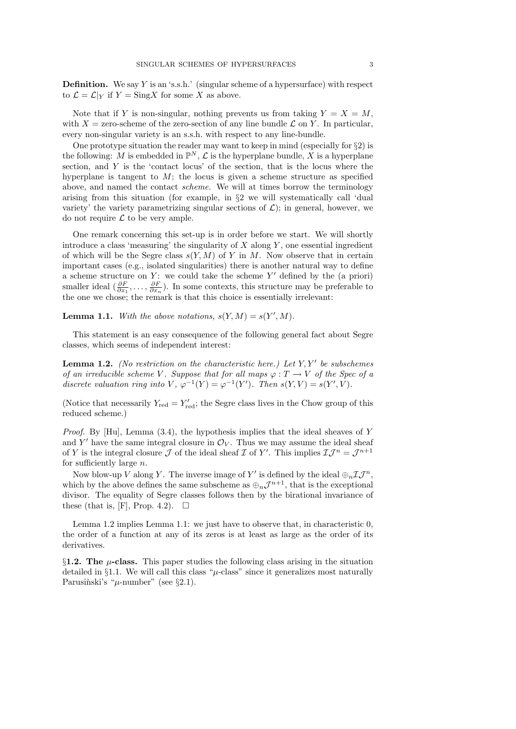**Definition.** We say $Y$ is an 's.s.h.' (singular scheme of a hypersurface) with respect to $\mathcal{L} = \mathcal{L}|_Y$ if $Y = \operatorname{Sing} X$ for some $X$ as above.

Note that if $Y$ is non-singular, nothing prevents us from taking $Y = X = M$, with $X$ = zero-scheme of the zero-section of any line bundle $\mathcal{L}$ on $Y$. In particular, every non-singular variety is an s.s.h. with respect to any line-bundle.

One prototype situation the reader may want to keep in mind (especially for §2) is the following: $M$ is embedded in $\mathbb{P}^N$, $\mathcal{L}$ is the hyperplane bundle, $X$ is a hyperplane section, and $Y$ is the 'contact locus' of the section, that is the locus where the hyperplane is tangent to $M$; the locus is given a scheme structure as specified above, and named the contact *scheme.* We will at times borrow the terminology arising from this situation (for example, in §2 we will systematically call 'dual variety' the variety parametrizing singular sections of $\mathcal{L}$); in general, however, we do not require $\mathcal{L}$ to be very ample.

One remark concerning this set-up is in order before we start. We will shortly introduce a class 'measuring' the singularity of $X$ along $Y$, one essential ingredient of which will be the Segre class $s(Y, M)$ of $Y$ in $M$. Now observe that in certain important cases (e.g., isolated singularities) there is another natural way to define a scheme structure on $Y$: we could take the scheme $Y'$ defined by the (a priori) smaller ideal $(\frac{\partial F}{\partial x_1}, \dots, \frac{\partial F}{\partial x_n})$. In some contexts, this structure may be preferable to the one we chose; the remark is that this choice is essentially irrelevant:

**Lemma 1.1.** *With the above notations, $s(Y, M) = s(Y', M)$.*

This statement is an easy consequence of the following general fact about Segre classes, which seems of independent interest:

**Lemma 1.2.** *(No restriction on the characteristic here.) Let $Y, Y'$ be subschemes of an irreducible scheme $V$. Suppose that for all maps $\varphi : T \to V$ of the Spec of a discrete valuation ring into $V$, $\varphi^{-1}(Y) = \varphi^{-1}(Y')$. Then $s(Y, V) = s(Y', V)$.*

(Notice that necessarily $Y_{\text{red}} = Y'_{\text{red}}$; the Segre class lives in the Chow group of this reduced scheme.)

*Proof.* By [Hu], Lemma (3.4), the hypothesis implies that the ideal sheaves of $Y$ and $Y'$ have the same integral closure in $\mathcal{O}_V$. Thus we may assume the ideal sheaf of $Y$ is the integral closure $\mathcal{J}$ of the ideal sheaf $\mathcal{I}$ of $Y'$. This implies $\mathcal{I}\mathcal{J}^n = \mathcal{J}^{n+1}$ for sufficiently large $n$.

Now blow-up $V$ along $Y$. The inverse image of $Y'$ is defined by the ideal $\oplus_n \mathcal{I}\mathcal{J}^n$, which by the above defines the same subscheme as $\oplus_n \mathcal{J}^{n+1}$, that is the exceptional divisor. The equality of Segre classes follows then by the birational invariance of these (that is, [F], Prop. 4.2). $\square$

Lemma 1.2 implies Lemma 1.1: we just have to observe that, in characteristic 0, the order of a function at any of its zeros is at least as large as the order of its derivatives.

**§1.2. The $\mu$-class.** This paper studies the following class arising in the situation detailed in §1.1. We will call this class "$\mu$-class" since it generalizes most naturally Parusiński's "$\mu$-number" (see §2.1).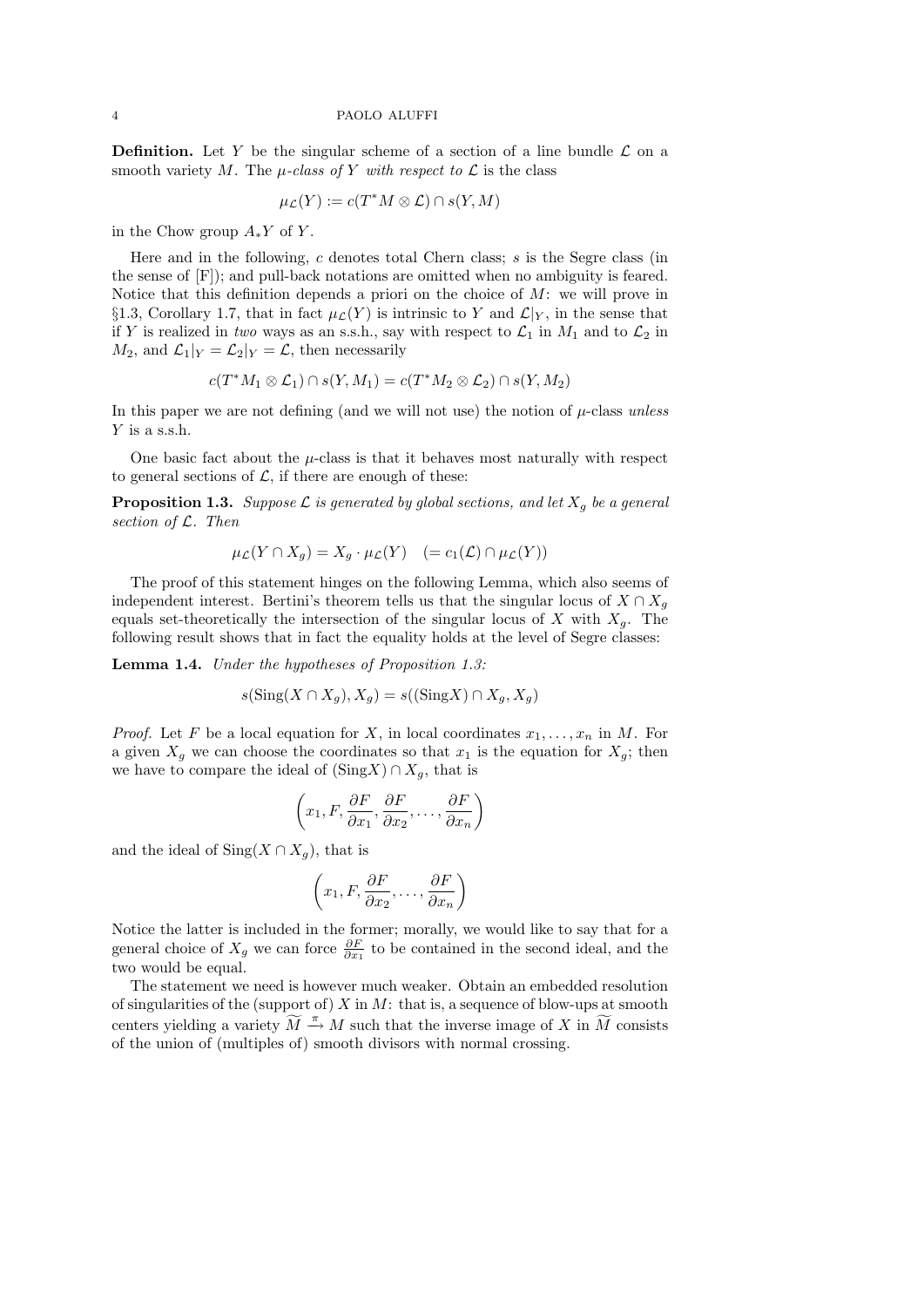**Definition.** Let $Y$ be the singular scheme of a section of a line bundle $\mathcal{L}$ on a smooth variety $M$. The *$\mu$-class of $Y$ with respect to $\mathcal{L}$* is the class

$$\mu_{\mathcal{L}}(Y) := c(T^*M \otimes \mathcal{L}) \cap s(Y, M)$$

in the Chow group $A_*Y$ of $Y$.

Here and in the following, $c$ denotes total Chern class; $s$ is the Segre class (in the sense of [F]); and pull-back notations are omitted when no ambiguity is feared. Notice that this definition depends a priori on the choice of $M$: we will prove in §1.3, Corollary 1.7, that in fact $\mu_{\mathcal{L}}(Y)$ is intrinsic to $Y$ and $\mathcal{L}|_Y$, in the sense that if $Y$ is realized in *two* ways as an s.s.h., say with respect to $\mathcal{L}_1$ in $M_1$ and to $\mathcal{L}_2$ in $M_2$, and $\mathcal{L}_1|_Y = \mathcal{L}_2|_Y = \mathcal{L}$, then necessarily

$$c(T^*M_1 \otimes \mathcal{L}_1) \cap s(Y, M_1) = c(T^*M_2 \otimes \mathcal{L}_2) \cap s(Y, M_2)$$

In this paper we are not defining (and we will not use) the notion of $\mu$-class *unless* $Y$ is a s.s.h.

One basic fact about the $\mu$-class is that it behaves most naturally with respect to general sections of $\mathcal{L}$, if there are enough of these:

**Proposition 1.3.** *Suppose $\mathcal{L}$ is generated by global sections, and let $X_g$ be a general section of $\mathcal{L}$. Then*

$$\mu_{\mathcal{L}}(Y \cap X_g) = X_g \cdot \mu_{\mathcal{L}}(Y) \quad (= c_1(\mathcal{L}) \cap \mu_{\mathcal{L}}(Y))$$

The proof of this statement hinges on the following Lemma, which also seems of independent interest. Bertini's theorem tells us that the singular locus of $X \cap X_g$ equals set-theoretically the intersection of the singular locus of $X$ with $X_g$. The following result shows that in fact the equality holds at the level of Segre classes:

**Lemma 1.4.** *Under the hypotheses of Proposition 1.3:*

$$s(\mathrm{Sing}(X \cap X_g), X_g) = s((\mathrm{Sing}X) \cap X_g, X_g)$$

*Proof.* Let $F$ be a local equation for $X$, in local coordinates $x_1, \dots, x_n$ in $M$. For a given $X_g$ we can choose the coordinates so that $x_1$ is the equation for $X_g$; then we have to compare the ideal of $(\mathrm{Sing}X) \cap X_g$, that is

$$\left(x_1, F, \frac{\partial F}{\partial x_1}, \frac{\partial F}{\partial x_2}, \dots, \frac{\partial F}{\partial x_n}\right)$$

and the ideal of $\mathrm{Sing}(X \cap X_g)$, that is

$$\left(x_1, F, \frac{\partial F}{\partial x_2}, \dots, \frac{\partial F}{\partial x_n}\right)$$

Notice the latter is included in the former; morally, we would like to say that for a general choice of $X_g$ we can force $\frac{\partial F}{\partial x_1}$ to be contained in the second ideal, and the two would be equal.

The statement we need is however much weaker. Obtain an embedded resolution of singularities of the (support of) $X$ in $M$: that is, a sequence of blow-ups at smooth centers yielding a variety $\widetilde{M} \xrightarrow{\pi} M$ such that the inverse image of $X$ in $\widetilde{M}$ consists of the union of (multiples of) smooth divisors with normal crossing.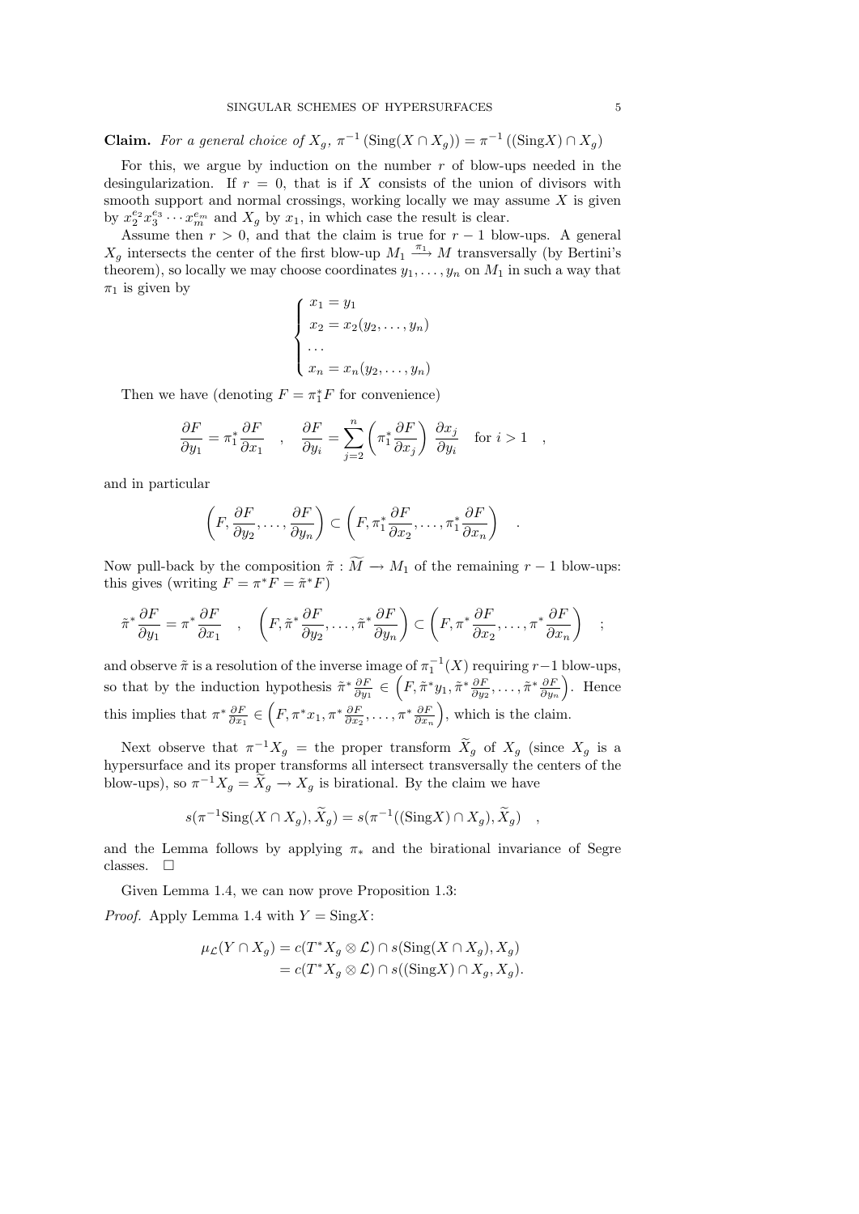**Claim.** *For a general choice of $X_g$, $\pi^{-1}(\operatorname{Sing}(X \cap X_g)) = \pi^{-1}((\operatorname{Sing}X) \cap X_g)$*

For this, we argue by induction on the number $r$ of blow-ups needed in the desingularization. If $r = 0$, that is if $X$ consists of the union of divisors with smooth support and normal crossings, working locally we may assume $X$ is given by $x_2^{e_2} x_3^{e_3} \cdots x_m^{e_m}$ and $X_g$ by $x_1$, in which case the result is clear.

Assume then $r > 0$, and that the claim is true for $r-1$ blow-ups. A general $X_g$ intersects the center of the first blow-up $M_1 \xrightarrow{\pi_1} M$ transversally (by Bertini's theorem), so locally we may choose coordinates $y_1, \dots, y_n$ on $M_1$ in such a way that $\pi_1$ is given by

$$\begin{cases} x_1 = y_1 \\ x_2 = x_2(y_2, \dots, y_n) \\ \dots \\ x_n = x_n(y_2, \dots, y_n) \end{cases}$$

Then we have (denoting $F = \pi_1^* F$ for convenience)

$$\frac{\partial F}{\partial y_1} = \pi_1^* \frac{\partial F}{\partial x_1} \quad , \quad \frac{\partial F}{\partial y_i} = \sum_{j=2}^{n} \left( \pi_1^* \frac{\partial F}{\partial x_j} \right) \frac{\partial x_j}{\partial y_i} \quad \text{for } i > 1 \quad ,$$

and in particular

$$\left( F, \frac{\partial F}{\partial y_2}, \dots, \frac{\partial F}{\partial y_n} \right) \subset \left( F, \pi_1^* \frac{\partial F}{\partial x_2}, \dots, \pi_1^* \frac{\partial F}{\partial x_n} \right) \quad .$$

Now pull-back by the composition $\tilde{\pi} : \widetilde{M} \to M_1$ of the remaining $r-1$ blow-ups: this gives (writing $F = \pi^* F = \tilde{\pi}^* F$)

$$\tilde{\pi}^* \frac{\partial F}{\partial y_1} = \pi^* \frac{\partial F}{\partial x_1} \quad , \quad \left( F, \tilde{\pi}^* \frac{\partial F}{\partial y_2}, \dots, \tilde{\pi}^* \frac{\partial F}{\partial y_n} \right) \subset \left( F, \pi^* \frac{\partial F}{\partial x_2}, \dots, \pi^* \frac{\partial F}{\partial x_n} \right) \quad ;$$

and observe $\tilde{\pi}$ is a resolution of the inverse image of $\pi_1^{-1}(X)$ requiring $r-1$ blow-ups, so that by the induction hypothesis $\tilde{\pi}^* \frac{\partial F}{\partial y_1} \in \left( F, \tilde{\pi}^* y_1, \tilde{\pi}^* \frac{\partial F}{\partial y_2}, \dots, \tilde{\pi}^* \frac{\partial F}{\partial y_n} \right)$. Hence this implies that $\pi^* \frac{\partial F}{\partial x_1} \in \left( F, \pi^* x_1, \pi^* \frac{\partial F}{\partial x_2}, \dots, \pi^* \frac{\partial F}{\partial x_n} \right)$, which is the claim.

Next observe that $\pi^{-1} X_g$ = the proper transform $\widetilde{X}_g$ of $X_g$ (since $X_g$ is a hypersurface and its proper transforms all intersect transversally the centers of the blow-ups), so $\pi^{-1} X_g = \widetilde{X}_g \to X_g$ is birational. By the claim we have

$$s(\pi^{-1} \operatorname{Sing}(X \cap X_g), \widetilde{X}_g) = s(\pi^{-1}((\operatorname{Sing}X) \cap X_g), \widetilde{X}_g) \quad ,$$

and the Lemma follows by applying $\pi_*$ and the birational invariance of Segre classes. $\square$

Given Lemma 1.4, we can now prove Proposition 1.3:

*Proof.* Apply Lemma 1.4 with $Y = \operatorname{Sing}X$:

$$\begin{aligned} \mu_{\mathcal{L}}(Y \cap X_g) &= c(T^* X_g \otimes \mathcal{L}) \cap s(\operatorname{Sing}(X \cap X_g), X_g) \\ &= c(T^* X_g \otimes \mathcal{L}) \cap s((\operatorname{Sing}X) \cap X_g, X_g). \end{aligned}$$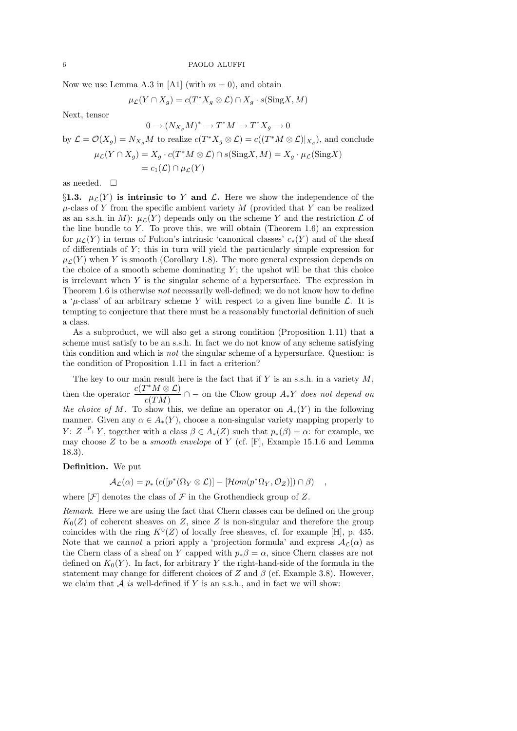Now we use Lemma A.3 in [A1] (with $m = 0$), and obtain

$$\mu_{\mathcal{L}}(Y \cap X_g) = c(T^*X_g \otimes \mathcal{L}) \cap X_g \cdot s(\text{Sing}X, M)$$

Next, tensor

$$0 \to (N_{X_g}M)^* \to T^*M \to T^*X_g \to 0$$

by $\mathcal{L} = \mathcal{O}(X_g) = N_{X_g}M$ to realize $c(T^*X_g \otimes \mathcal{L}) = c((T^*M \otimes \mathcal{L})|_{X_g})$, and conclude

$$\begin{aligned}\mu_{\mathcal{L}}(Y \cap X_g) &= X_g \cdot c(T^*M \otimes \mathcal{L}) \cap s(\text{Sing}X, M) = X_g \cdot \mu_{\mathcal{L}}(\text{Sing}X) \\ &= c_1(\mathcal{L}) \cap \mu_{\mathcal{L}}(Y)\end{aligned}$$

as needed. □

§**1.3.** $\mu_{\mathcal{L}}(Y)$ **is intrinsic to** $Y$ **and** $\mathcal{L}$**.** Here we show the independence of the $\mu$-class of $Y$ from the specific ambient variety $M$ (provided that $Y$ can be realized as an s.s.h. in $M$): $\mu_{\mathcal{L}}(Y)$ depends only on the scheme $Y$ and the restriction $\mathcal{L}$ of the line bundle to $Y$. To prove this, we will obtain (Theorem 1.6) an expression for $\mu_{\mathcal{L}}(Y)$ in terms of Fulton's intrinsic 'canonical classes' $c_*(Y)$ and of the sheaf of differentials of $Y$; this in turn will yield the particularly simple expression for $\mu_{\mathcal{L}}(Y)$ when $Y$ is smooth (Corollary 1.8). The more general expression depends on the choice of a smooth scheme dominating $Y$; the upshot will be that this choice is irrelevant when $Y$ is the singular scheme of a hypersurface. The expression in Theorem 1.6 is otherwise *not* necessarily well-defined; we do not know how to define a '$\mu$-class' of an arbitrary scheme $Y$ with respect to a given line bundle $\mathcal{L}$. It is tempting to conjecture that there must be a reasonably functorial definition of such a class.

As a subproduct, we will also get a strong condition (Proposition 1.11) that a scheme must satisfy to be an s.s.h. In fact we do not know of any scheme satisfying this condition and which is *not* the singular scheme of a hypersurface. Question: is the condition of Proposition 1.11 in fact a criterion?

The key to our main result here is the fact that if $Y$ is an s.s.h. in a variety $M$, then the operator $\dfrac{c(T^*M \otimes \mathcal{L})}{c(TM)} \cap -$ on the Chow group $A_*Y$ *does not depend on the choice of* $M$. To show this, we define an operator on $A_*(Y)$ in the following manner. Given any $\alpha \in A_*(Y)$, choose a non-singular variety mapping properly to $Y$: $Z \xrightarrow{p} Y$, together with a class $\beta \in A_*(Z)$ such that $p_*(\beta) = \alpha$: for example, we may choose $Z$ to be a *smooth envelope* of $Y$ (cf. [F], Example 15.1.6 and Lemma 18.3).

**Definition.** We put

$$\mathcal{A}_{\mathcal{L}}(\alpha) = p_* \left( c([p^*(\Omega_Y \otimes \mathcal{L})] - [\mathcal{H}om(p^*\Omega_Y, \mathcal{O}_Z)]) \cap \beta \right) \quad ,$$

where $[\mathcal{F}]$ denotes the class of $\mathcal{F}$ in the Grothendieck group of $Z$.

*Remark.* Here we are using the fact that Chern classes can be defined on the group $K_0(Z)$ of coherent sheaves on $Z$, since $Z$ is non-singular and therefore the group coincides with the ring $K^0(Z)$ of locally free sheaves, cf. for example [H], p. 435. Note that we can*not* a priori apply a 'projection formula' and express $\mathcal{A}_{\mathcal{L}}(\alpha)$ as the Chern class of a sheaf on $Y$ capped with $p_*\beta = \alpha$, since Chern classes are not defined on $K_0(Y)$. In fact, for arbitrary $Y$ the right-hand-side of the formula in the statement may change for different choices of $Z$ and $\beta$ (cf. Example 3.8). However, we claim that $\mathcal{A}$ *is* well-defined if $Y$ is an s.s.h., and in fact we will show: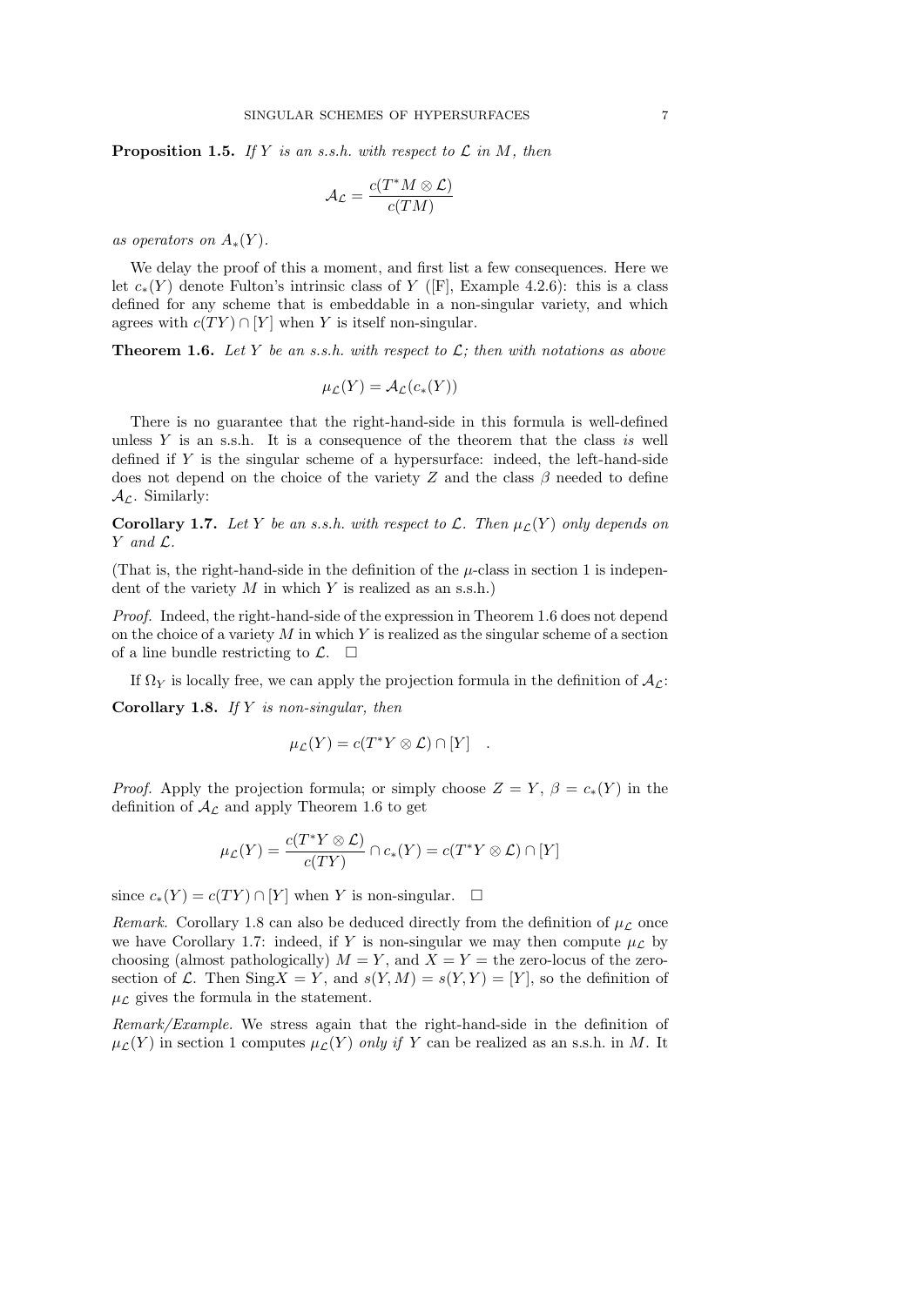**Proposition 1.5.** *If $Y$ is an s.s.h. with respect to $\mathcal{L}$ in $M$, then*

$$\mathcal{A}_{\mathcal{L}} = \frac{c(T^*M \otimes \mathcal{L})}{c(TM)}$$

*as operators on $A_*(Y)$.*

We delay the proof of this a moment, and first list a few consequences. Here we let $c_*(Y)$ denote Fulton's intrinsic class of $Y$ ([F], Example 4.2.6): this is a class defined for any scheme that is embeddable in a non-singular variety, and which agrees with $c(TY) \cap [Y]$ when $Y$ is itself non-singular.

**Theorem 1.6.** *Let $Y$ be an s.s.h. with respect to $\mathcal{L}$; then with notations as above*

$$\mu_{\mathcal{L}}(Y) = \mathcal{A}_{\mathcal{L}}(c_*(Y))$$

There is no guarantee that the right-hand-side in this formula is well-defined unless $Y$ is an s.s.h. It is a consequence of the theorem that the class *is* well defined if $Y$ is the singular scheme of a hypersurface: indeed, the left-hand-side does not depend on the choice of the variety $Z$ and the class $\beta$ needed to define $\mathcal{A}_{\mathcal{L}}$. Similarly:

**Corollary 1.7.** *Let $Y$ be an s.s.h. with respect to $\mathcal{L}$. Then $\mu_{\mathcal{L}}(Y)$ only depends on $Y$ and $\mathcal{L}$.*

(That is, the right-hand-side in the definition of the $\mu$-class in section 1 is independent of the variety $M$ in which $Y$ is realized as an s.s.h.)

*Proof.* Indeed, the right-hand-side of the expression in Theorem 1.6 does not depend on the choice of a variety $M$ in which $Y$ is realized as the singular scheme of a section of a line bundle restricting to $\mathcal{L}$. $\square$

If $\Omega_Y$ is locally free, we can apply the projection formula in the definition of $\mathcal{A}_{\mathcal{L}}$:

**Corollary 1.8.** *If $Y$ is non-singular, then*

$$\mu_{\mathcal{L}}(Y) = c(T^*Y \otimes \mathcal{L}) \cap [Y] \quad .$$

*Proof.* Apply the projection formula; or simply choose $Z = Y$, $\beta = c_*(Y)$ in the definition of $\mathcal{A}_{\mathcal{L}}$ and apply Theorem 1.6 to get

$$\mu_{\mathcal{L}}(Y) = \frac{c(T^*Y \otimes \mathcal{L})}{c(TY)} \cap c_*(Y) = c(T^*Y \otimes \mathcal{L}) \cap [Y]$$

since $c_*(Y) = c(TY) \cap [Y]$ when $Y$ is non-singular. $\square$

*Remark.* Corollary 1.8 can also be deduced directly from the definition of $\mu_{\mathcal{L}}$ once we have Corollary 1.7: indeed, if $Y$ is non-singular we may then compute $\mu_{\mathcal{L}}$ by choosing (almost pathologically) $M = Y$, and $X = Y =$ the zero-locus of the zero-section of $\mathcal{L}$. Then $\mathrm{Sing}X = Y$, and $s(Y, M) = s(Y, Y) = [Y]$, so the definition of $\mu_{\mathcal{L}}$ gives the formula in the statement.

*Remark/Example.* We stress again that the right-hand-side in the definition of $\mu_{\mathcal{L}}(Y)$ in section 1 computes $\mu_{\mathcal{L}}(Y)$ *only if* $Y$ can be realized as an s.s.h. in $M$. It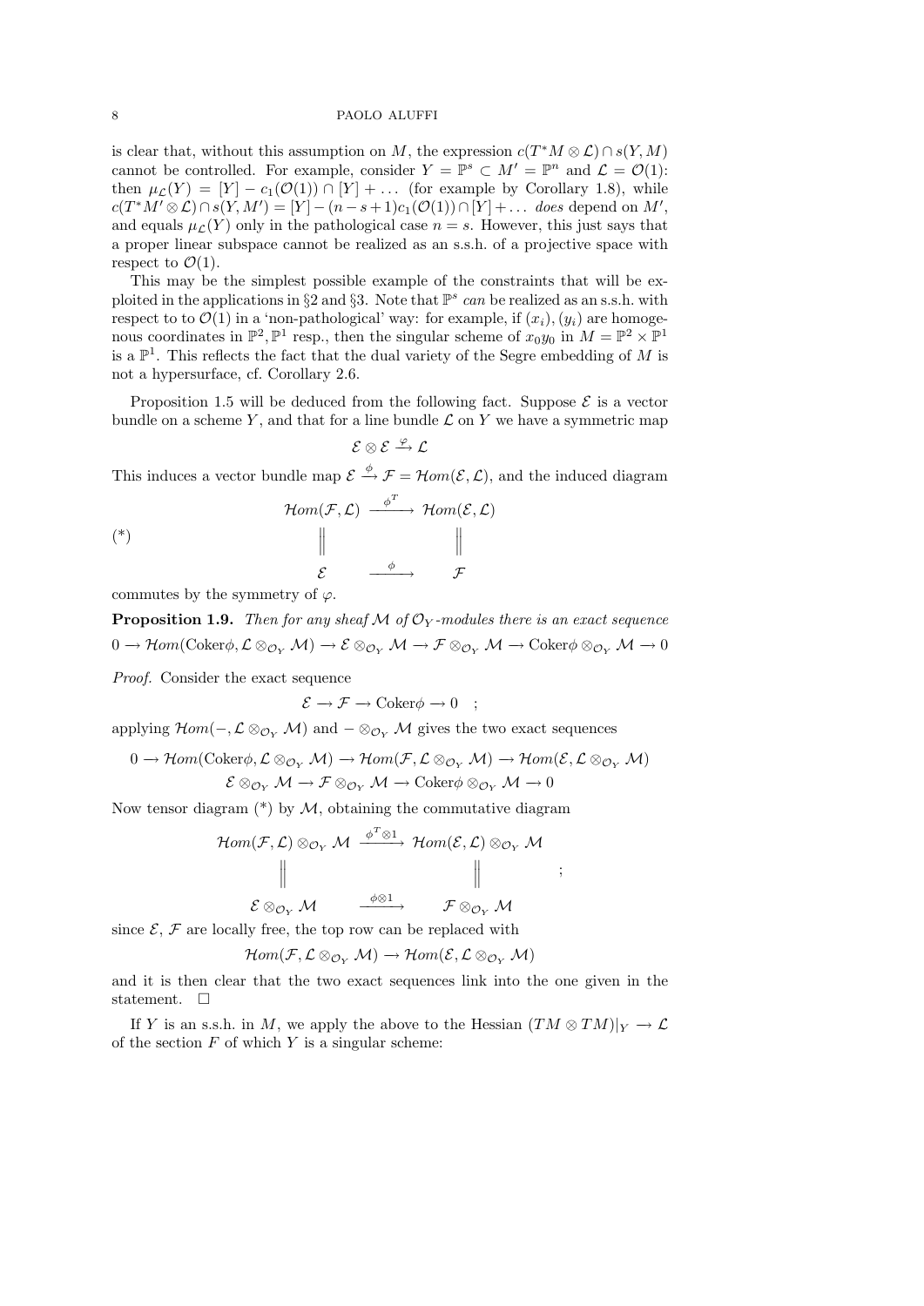is clear that, without this assumption on $M$, the expression $c(T^*M \otimes \mathcal{L}) \cap s(Y, M)$ cannot be controlled. For example, consider $Y = \mathbb{P}^s \subset M' = \mathbb{P}^n$ and $\mathcal{L} = \mathcal{O}(1)$: then $\mu_{\mathcal{L}}(Y) = [Y] - c_1(\mathcal{O}(1)) \cap [Y] + \dots$ (for example by Corollary 1.8), while $c(T^*M' \otimes \mathcal{L}) \cap s(Y, M') = [Y] - (n-s+1)c_1(\mathcal{O}(1)) \cap [Y] + \dots$ *does* depend on $M'$, and equals $\mu_{\mathcal{L}}(Y)$ only in the pathological case $n = s$. However, this just says that a proper linear subspace cannot be realized as an s.s.h. of a projective space with respect to $\mathcal{O}(1)$.

This may be the simplest possible example of the constraints that will be exploited in the applications in §2 and §3. Note that $\mathbb{P}^s$ *can* be realized as an s.s.h. with respect to to $\mathcal{O}(1)$ in a 'non-pathological' way: for example, if $(x_i), (y_i)$ are homogenous coordinates in $\mathbb{P}^2, \mathbb{P}^1$ resp., then the singular scheme of $x_0 y_0$ in $M = \mathbb{P}^2 \times \mathbb{P}^1$ is a $\mathbb{P}^1$. This reflects the fact that the dual variety of the Segre embedding of $M$ is not a hypersurface, cf. Corollary 2.6.

Proposition 1.5 will be deduced from the following fact. Suppose $\mathcal{E}$ is a vector bundle on a scheme $Y$, and that for a line bundle $\mathcal{L}$ on $Y$ we have a symmetric map

$$\mathcal{E} \otimes \mathcal{E} \xrightarrow{\varphi} \mathcal{L}$$

This induces a vector bundle map $\mathcal{E} \xrightarrow{\phi} \mathcal{F} = \mathcal{H}om(\mathcal{E}, \mathcal{L})$, and the induced diagram

$$(*) \qquad \begin{array}{ccc} \mathcal{H}om(\mathcal{F}, \mathcal{L}) & \xrightarrow{\phi^T} & \mathcal{H}om(\mathcal{E}, \mathcal{L}) \\ \| & & \| \\ \mathcal{E} & \xrightarrow{\phi} & \mathcal{F} \end{array}$$

commutes by the symmetry of $\varphi$.

**Proposition 1.9.** *Then for any sheaf $\mathcal{M}$ of $\mathcal{O}_Y$-modules there is an exact sequence*

$$0 \to \mathcal{H}om(\mathrm{Coker}\phi, \mathcal{L} \otimes_{\mathcal{O}_Y} \mathcal{M}) \to \mathcal{E} \otimes_{\mathcal{O}_Y} \mathcal{M} \to \mathcal{F} \otimes_{\mathcal{O}_Y} \mathcal{M} \to \mathrm{Coker}\phi \otimes_{\mathcal{O}_Y} \mathcal{M} \to 0$$

*Proof.* Consider the exact sequence

$$\mathcal{E} \to \mathcal{F} \to \mathrm{Coker}\phi \to 0 \quad ;$$

applying $\mathcal{H}om(-, \mathcal{L} \otimes_{\mathcal{O}_Y} \mathcal{M})$ and $- \otimes_{\mathcal{O}_Y} \mathcal{M}$ gives the two exact sequences

$$0 \to \mathcal{H}om(\mathrm{Coker}\phi, \mathcal{L} \otimes_{\mathcal{O}_Y} \mathcal{M}) \to \mathcal{H}om(\mathcal{F}, \mathcal{L} \otimes_{\mathcal{O}_Y} \mathcal{M}) \to \mathcal{H}om(\mathcal{E}, \mathcal{L} \otimes_{\mathcal{O}_Y} \mathcal{M})$$
$$\mathcal{E} \otimes_{\mathcal{O}_Y} \mathcal{M} \to \mathcal{F} \otimes_{\mathcal{O}_Y} \mathcal{M} \to \mathrm{Coker}\phi \otimes_{\mathcal{O}_Y} \mathcal{M} \to 0$$

Now tensor diagram (*) by $\mathcal{M}$, obtaining the commutative diagram

$$\begin{array}{ccc} \mathcal{H}om(\mathcal{F}, \mathcal{L}) \otimes_{\mathcal{O}_Y} \mathcal{M} & \xrightarrow{\phi^T \otimes 1} & \mathcal{H}om(\mathcal{E}, \mathcal{L}) \otimes_{\mathcal{O}_Y} \mathcal{M} \\ \| & & \| \\ \mathcal{E} \otimes_{\mathcal{O}_Y} \mathcal{M} & \xrightarrow{\phi \otimes 1} & \mathcal{F} \otimes_{\mathcal{O}_Y} \mathcal{M} \end{array} \quad ;$$

since $\mathcal{E}$, $\mathcal{F}$ are locally free, the top row can be replaced with

$$\mathcal{H}om(\mathcal{F}, \mathcal{L} \otimes_{\mathcal{O}_Y} \mathcal{M}) \to \mathcal{H}om(\mathcal{E}, \mathcal{L} \otimes_{\mathcal{O}_Y} \mathcal{M})$$

and it is then clear that the two exact sequences link into the one given in the statement. $\square$

If $Y$ is an s.s.h. in $M$, we apply the above to the Hessian $(TM \otimes TM)|_Y \to \mathcal{L}$ of the section $F$ of which $Y$ is a singular scheme: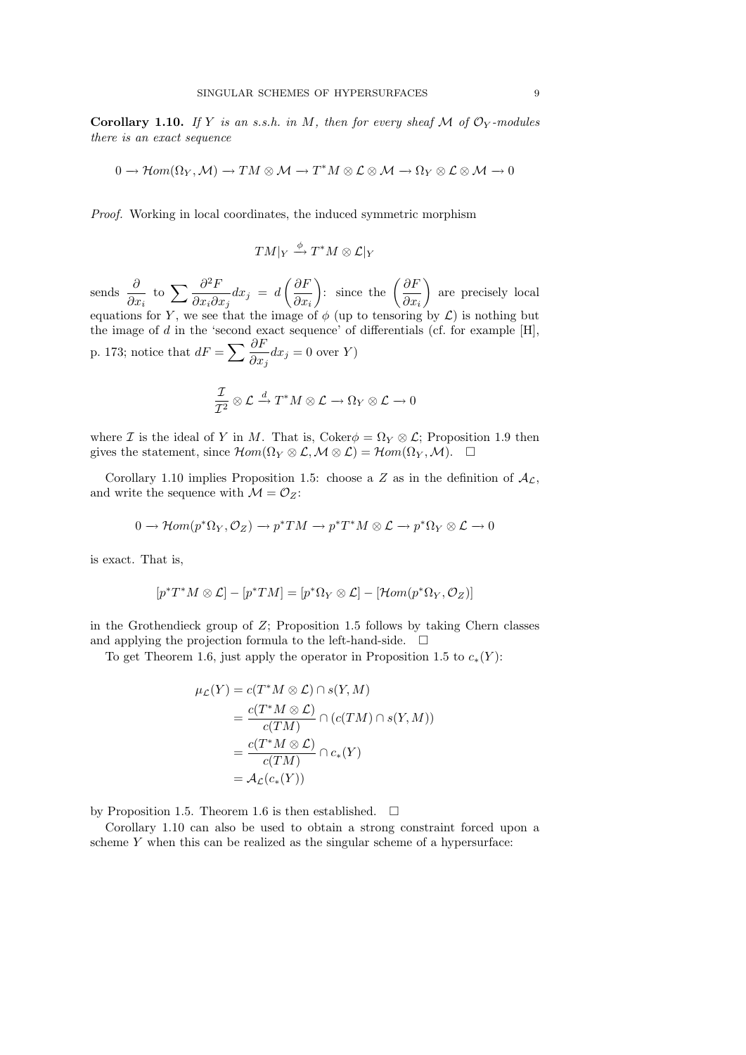**Corollary 1.10.** *If $Y$ is an s.s.h. in $M$, then for every sheaf $\mathcal{M}$ of $\mathcal{O}_Y$-modules there is an exact sequence*

$$0 \to \mathcal{H}om(\Omega_Y, \mathcal{M}) \to TM \otimes \mathcal{M} \to T^*M \otimes \mathcal{L} \otimes \mathcal{M} \to \Omega_Y \otimes \mathcal{L} \otimes \mathcal{M} \to 0$$

*Proof.* Working in local coordinates, the induced symmetric morphism

$$TM|_Y \xrightarrow{\phi} T^*M \otimes \mathcal{L}|_Y$$

sends $\dfrac{\partial}{\partial x_i}$ to $\sum \dfrac{\partial^2 F}{\partial x_i \partial x_j} dx_j = d\left(\dfrac{\partial F}{\partial x_i}\right)$: since the $\left(\dfrac{\partial F}{\partial x_i}\right)$ are precisely local equations for $Y$, we see that the image of $\phi$ (up to tensoring by $\mathcal{L}$) is nothing but the image of $d$ in the 'second exact sequence' of differentials (cf. for example [H], p. 173; notice that $dF = \sum \dfrac{\partial F}{\partial x_j} dx_j = 0$ over $Y$)

$$\frac{\mathcal{I}}{\mathcal{I}^2} \otimes \mathcal{L} \xrightarrow{d} T^*M \otimes \mathcal{L} \to \Omega_Y \otimes \mathcal{L} \to 0$$

where $\mathcal{I}$ is the ideal of $Y$ in $M$. That is, $\mathrm{Coker}\phi = \Omega_Y \otimes \mathcal{L}$; Proposition 1.9 then gives the statement, since $\mathcal{H}om(\Omega_Y \otimes \mathcal{L}, \mathcal{M} \otimes \mathcal{L}) = \mathcal{H}om(\Omega_Y, \mathcal{M})$. $\square$

Corollary 1.10 implies Proposition 1.5: choose a $Z$ as in the definition of $\mathcal{A}_\mathcal{L}$, and write the sequence with $\mathcal{M} = \mathcal{O}_Z$:

$$0 \to \mathcal{H}om(p^*\Omega_Y, \mathcal{O}_Z) \to p^*TM \to p^*T^*M \otimes \mathcal{L} \to p^*\Omega_Y \otimes \mathcal{L} \to 0$$

is exact. That is,

$$[p^*T^*M \otimes \mathcal{L}] - [p^*TM] = [p^*\Omega_Y \otimes \mathcal{L}] - [\mathcal{H}om(p^*\Omega_Y, \mathcal{O}_Z)]$$

in the Grothendieck group of $Z$; Proposition 1.5 follows by taking Chern classes and applying the projection formula to the left-hand-side. $\square$

To get Theorem 1.6, just apply the operator in Proposition 1.5 to $c_*(Y)$:

$$\begin{aligned}
\mu_\mathcal{L}(Y) &= c(T^*M \otimes \mathcal{L}) \cap s(Y, M) \\
&= \frac{c(T^*M \otimes \mathcal{L})}{c(TM)} \cap (c(TM) \cap s(Y, M)) \\
&= \frac{c(T^*M \otimes \mathcal{L})}{c(TM)} \cap c_*(Y) \\
&= \mathcal{A}_\mathcal{L}(c_*(Y))
\end{aligned}$$

by Proposition 1.5. Theorem 1.6 is then established. $\square$

Corollary 1.10 can also be used to obtain a strong constraint forced upon a scheme $Y$ when this can be realized as the singular scheme of a hypersurface: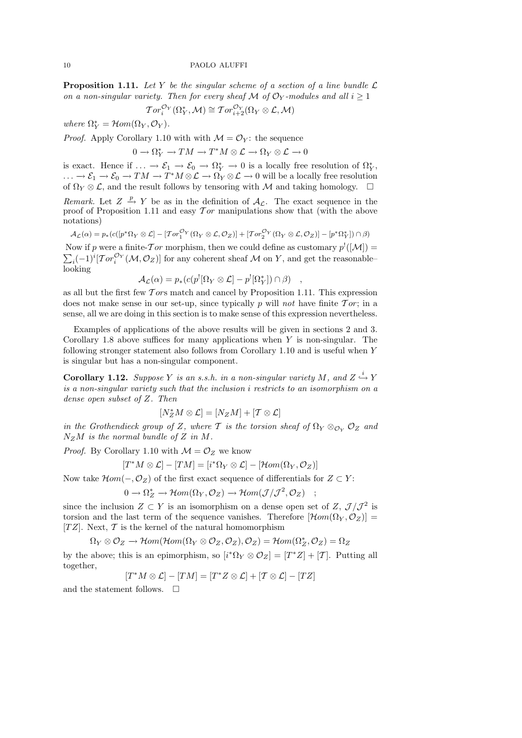**Proposition 1.11.** *Let $Y$ be the singular scheme of a section of a line bundle $\mathcal{L}$ on a non-singular variety. Then for every sheaf $\mathcal{M}$ of $\mathcal{O}_Y$-modules and all $i \geq 1$*

$$\mathcal{T}or_i^{\mathcal{O}_Y}(\Omega_Y^*, \mathcal{M}) \cong \mathcal{T}or_{i+2}^{\mathcal{O}_Y}(\Omega_Y \otimes \mathcal{L}, \mathcal{M})$$

*where $\Omega_Y^* = \mathcal{H}om(\Omega_Y, \mathcal{O}_Y)$.*

*Proof.* Apply Corollary 1.10 with with $\mathcal{M} = \mathcal{O}_Y$: the sequence

$$0 \to \Omega_Y^* \to TM \to T^*M \otimes \mathcal{L} \to \Omega_Y \otimes \mathcal{L} \to 0$$

is exact. Hence if $\ldots \to \mathcal{E}_1 \to \mathcal{E}_0 \to \Omega_Y^* \to 0$ is a locally free resolution of $\Omega_Y^*$, $\ldots \to \mathcal{E}_1 \to \mathcal{E}_0 \to TM \to T^*M \otimes \mathcal{L} \to \Omega_Y \otimes \mathcal{L} \to 0$ will be a locally free resolution of $\Omega_Y \otimes \mathcal{L}$, and the result follows by tensoring with $\mathcal{M}$ and taking homology. $\square$

*Remark.* Let $Z \xrightarrow{p} Y$ be as in the definition of $\mathcal{A}_{\mathcal{L}}$. The exact sequence in the proof of Proposition 1.11 and easy $\mathcal{T}or$ manipulations show that (with the above notations)

$$\mathcal{A}_{\mathcal{L}}(\alpha) = p_*(c([p^*\Omega_Y \otimes \mathcal{L}] - [\mathcal{T}or_1^{\mathcal{O}_Y}(\Omega_Y \otimes \mathcal{L}, \mathcal{O}_Z)] + [\mathcal{T}or_2^{\mathcal{O}_Y}(\Omega_Y \otimes \mathcal{L}, \mathcal{O}_Z)] - [p^*\Omega_Y^*]) \cap \beta)$$

Now if $p$ were a finite-$\mathcal{T}or$ morphism, then we could define as customary $p^!([\mathcal{M}]) = \sum_i (-1)^i [\mathcal{T}or_i^{\mathcal{O}_Y}(\mathcal{M}, \mathcal{O}_Z)]$ for any coherent sheaf $\mathcal{M}$ on $Y$, and get the reasonable–looking

$$\mathcal{A}_{\mathcal{L}}(\alpha) = p_*(c(p^![\Omega_Y \otimes \mathcal{L}] - p^![\Omega_Y^*]) \cap \beta) \quad ,$$

as all but the first few $\mathcal{T}or$s match and cancel by Proposition 1.11. This expression does not make sense in our set-up, since typically $p$ will *not* have finite $\mathcal{T}or$; in a sense, all we are doing in this section is to make sense of this expression nevertheless.

Examples of applications of the above results will be given in sections 2 and 3. Corollary 1.8 above suffices for many applications when $Y$ is non-singular. The following stronger statement also follows from Corollary 1.10 and is useful when $Y$ is singular but has a non-singular component.

**Corollary 1.12.** *Suppose $Y$ is an s.s.h. in a non-singular variety $M$, and $Z \overset{i}{\hookrightarrow} Y$ is a non-singular variety such that the inclusion $i$ restricts to an isomorphism on a dense open subset of $Z$. Then*

$$[N_Z^*M \otimes \mathcal{L}] = [N_Z M] + [\mathcal{T} \otimes \mathcal{L}]$$

*in the Grothendieck group of $Z$, where $\mathcal{T}$ is the torsion sheaf of $\Omega_Y \otimes_{\mathcal{O}_Y} \mathcal{O}_Z$ and $N_Z M$ is the normal bundle of $Z$ in $M$.*

*Proof.* By Corollary 1.10 with $\mathcal{M} = \mathcal{O}_Z$ we know

$$[T^*M \otimes \mathcal{L}] - [TM] = [i^*\Omega_Y \otimes \mathcal{L}] - [\mathcal{H}om(\Omega_Y, \mathcal{O}_Z)]$$

Now take $\mathcal{H}om(-, \mathcal{O}_Z)$ of the first exact sequence of differentials for $Z \subset Y$:

$$0 \to \Omega_Z^* \to \mathcal{H}om(\Omega_Y, \mathcal{O}_Z) \to \mathcal{H}om(\mathcal{J}/\mathcal{J}^2, \mathcal{O}_Z) \quad ;$$

since the inclusion $Z \subset Y$ is an isomorphism on a dense open set of $Z$, $\mathcal{J}/\mathcal{J}^2$ is torsion and the last term of the sequence vanishes. Therefore $[\mathcal{H}om(\Omega_Y, \mathcal{O}_Z)] = [TZ]$. Next, $\mathcal{T}$ is the kernel of the natural homomorphism

$$\Omega_Y \otimes \mathcal{O}_Z \to \mathcal{H}om(\mathcal{H}om(\Omega_Y \otimes \mathcal{O}_Z, \mathcal{O}_Z), \mathcal{O}_Z) = \mathcal{H}om(\Omega_Z^*, \mathcal{O}_Z) = \Omega_Z$$

by the above; this is an epimorphism, so $[i^*\Omega_Y \otimes \mathcal{O}_Z] = [T^*Z] + [\mathcal{T}]$. Putting all together,

$$[T^*M \otimes \mathcal{L}] - [TM] = [T^*Z \otimes \mathcal{L}] + [\mathcal{T} \otimes \mathcal{L}] - [TZ]$$

and the statement follows. $\square$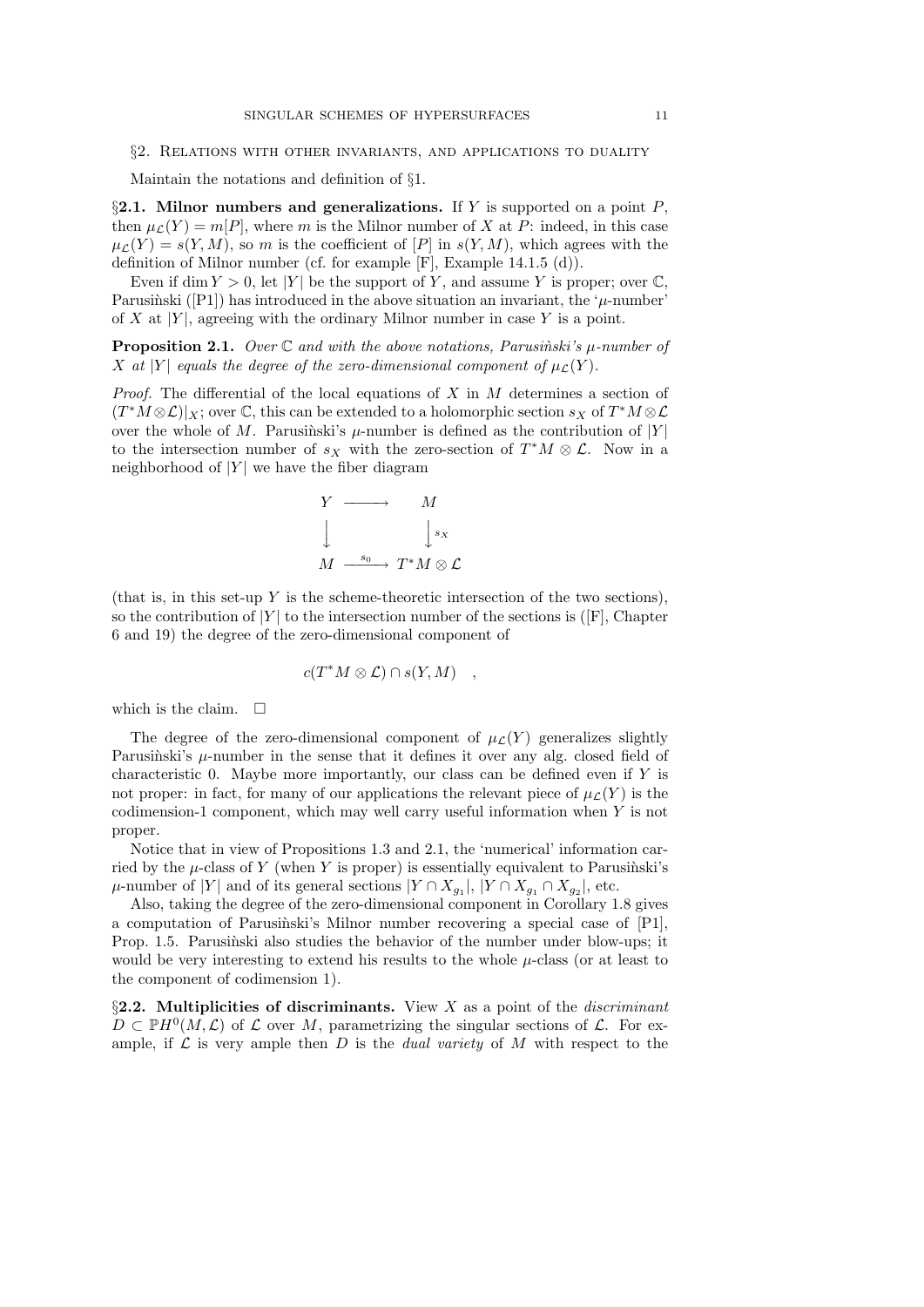## §2. Relations with other invariants, and applications to duality

Maintain the notations and definition of §1.

**§2.1. Milnor numbers and generalizations.** If $Y$ is supported on a point $P$, then $\mu_{\mathcal{L}}(Y) = m[P]$, where $m$ is the Milnor number of $X$ at $P$: indeed, in this case $\mu_{\mathcal{L}}(Y) = s(Y,M)$, so $m$ is the coefficient of $[P]$ in $s(Y,M)$, which agrees with the definition of Milnor number (cf. for example [F], Example 14.1.5 (d)).

Even if $\dim Y > 0$, let $|Y|$ be the support of $Y$, and assume $Y$ is proper; over $\mathbb{C}$, Parusiǹski ([P1]) has introduced in the above situation an invariant, the '$\mu$-number' of $X$ at $|Y|$, agreeing with the ordinary Milnor number in case $Y$ is a point.

**Proposition 2.1.** *Over $\mathbb{C}$ and with the above notations, Parusiǹski's $\mu$-number of $X$ at $|Y|$ equals the degree of the zero-dimensional component of $\mu_{\mathcal{L}}(Y)$.*

*Proof.* The differential of the local equations of $X$ in $M$ determines a section of $(T^*M \otimes \mathcal{L})|_X$; over $\mathbb{C}$, this can be extended to a holomorphic section $s_X$ of $T^*M \otimes \mathcal{L}$ over the whole of $M$. Parusiǹski's $\mu$-number is defined as the contribution of $|Y|$ to the intersection number of $s_X$ with the zero-section of $T^*M \otimes \mathcal{L}$. Now in a neighborhood of $|Y|$ we have the fiber diagram

$$\begin{array}{ccc} Y & \longrightarrow & M \\ \big\downarrow & & \big\downarrow {\scriptstyle s_X} \\ M & \xrightarrow{s_0} & T^*M \otimes \mathcal{L} \end{array}$$

(that is, in this set-up $Y$ is the scheme-theoretic intersection of the two sections), so the contribution of $|Y|$ to the intersection number of the sections is ([F], Chapter 6 and 19) the degree of the zero-dimensional component of

$$c(T^*M \otimes \mathcal{L}) \cap s(Y,M) \quad ,$$

which is the claim. □

The degree of the zero-dimensional component of $\mu_{\mathcal{L}}(Y)$ generalizes slightly Parusiǹski's $\mu$-number in the sense that it defines it over any alg. closed field of characteristic 0. Maybe more importantly, our class can be defined even if $Y$ is not proper: in fact, for many of our applications the relevant piece of $\mu_{\mathcal{L}}(Y)$ is the codimension-1 component, which may well carry useful information when $Y$ is not proper.

Notice that in view of Propositions 1.3 and 2.1, the 'numerical' information carried by the $\mu$-class of $Y$ (when $Y$ is proper) is essentially equivalent to Parusiǹski's $\mu$-number of $|Y|$ and of its general sections $|Y \cap X_{g_1}|$, $|Y \cap X_{g_1} \cap X_{g_2}|$, etc.

Also, taking the degree of the zero-dimensional component in Corollary 1.8 gives a computation of Parusiǹski's Milnor number recovering a special case of [P1], Prop. 1.5. Parusiǹski also studies the behavior of the number under blow-ups; it would be very interesting to extend his results to the whole $\mu$-class (or at least to the component of codimension 1).

**§2.2. Multiplicities of discriminants.** View $X$ as a point of the *discriminant* $D \subset \mathbb{P}H^0(M,\mathcal{L})$ of $\mathcal{L}$ over $M$, parametrizing the singular sections of $\mathcal{L}$. For example, if $\mathcal{L}$ is very ample then $D$ is the *dual variety* of $M$ with respect to the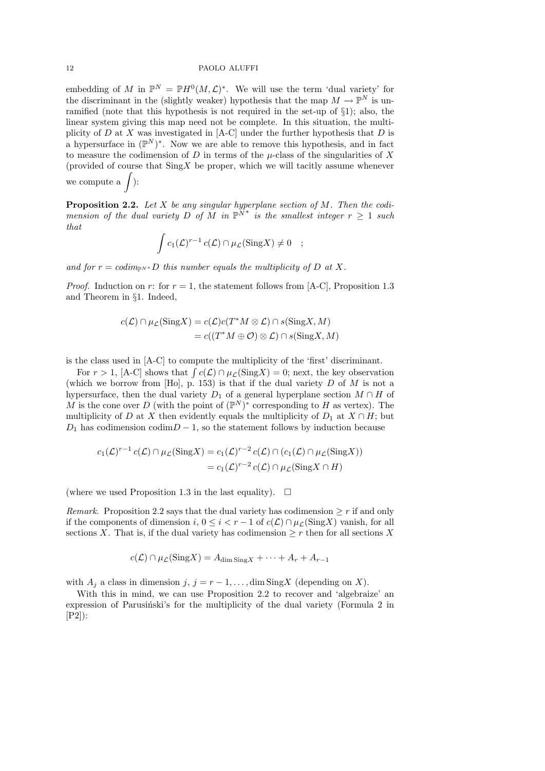embedding of $M$ in $\mathbb{P}^N = \mathbb{P}H^0(M, \mathcal{L})^*$. We will use the term 'dual variety' for the discriminant in the (slightly weaker) hypothesis that the map $M \to \mathbb{P}^N$ is unramified (note that this hypothesis is not required in the set-up of §1); also, the linear system giving this map need not be complete. In this situation, the multiplicity of $D$ at $X$ was investigated in [A-C] under the further hypothesis that $D$ is a hypersurface in $(\mathbb{P}^N)^*$. Now we are able to remove this hypothesis, and in fact to measure the codimension of $D$ in terms of the $\mu$-class of the singularities of $X$ (provided of course that $\mathrm{Sing}X$ be proper, which we will tacitly assume whenever we compute a $\int$):

**Proposition 2.2.** *Let $X$ be any singular hyperplane section of $M$. Then the codimension of the dual variety $D$ of $M$ in $\mathbb{P}^{N^*}$ is the smallest integer $r \geq 1$ such that*

$$\int c_1(\mathcal{L})^{r-1}\, c(\mathcal{L}) \cap \mu_{\mathcal{L}}(\mathrm{Sing}X) \neq 0 \quad ;$$

*and for $r = codim_{\mathbb{P}^{N*}} D$ this number equals the multiplicity of $D$ at $X$.*

*Proof.* Induction on $r$: for $r = 1$, the statement follows from [A-C], Proposition 1.3 and Theorem in §1. Indeed,

$$\begin{aligned} c(\mathcal{L}) \cap \mu_{\mathcal{L}}(\mathrm{Sing}X) &= c(\mathcal{L}) c(T^*M \otimes \mathcal{L}) \cap s(\mathrm{Sing}X, M) \\ &= c((T^*M \oplus \mathcal{O}) \otimes \mathcal{L}) \cap s(\mathrm{Sing}X, M) \end{aligned}$$

is the class used in [A-C] to compute the multiplicity of the 'first' discriminant.

For $r > 1$, [A-C] shows that $\int c(\mathcal{L}) \cap \mu_{\mathcal{L}}(\mathrm{Sing}X) = 0$; next, the key observation (which we borrow from [Ho], p. 153) is that if the dual variety $D$ of $M$ is not a hypersurface, then the dual variety $D_1$ of a general hyperplane section $M \cap H$ of $M$ is the cone over $D$ (with the point of $(\mathbb{P}^N)^*$ corresponding to $H$ as vertex). The multiplicity of $D$ at $X$ then evidently equals the multiplicity of $D_1$ at $X \cap H$; but $D_1$ has codimension $\mathrm{codim} D - 1$, so the statement follows by induction because

$$\begin{aligned} c_1(\mathcal{L})^{r-1}\, c(\mathcal{L}) \cap \mu_{\mathcal{L}}(\mathrm{Sing}X) &= c_1(\mathcal{L})^{r-2}\, c(\mathcal{L}) \cap (c_1(\mathcal{L}) \cap \mu_{\mathcal{L}}(\mathrm{Sing}X)) \\ &= c_1(\mathcal{L})^{r-2}\, c(\mathcal{L}) \cap \mu_{\mathcal{L}}(\mathrm{Sing}X \cap H) \end{aligned}$$

(where we used Proposition 1.3 in the last equality). $\square$

*Remark.* Proposition 2.2 says that the dual variety has codimension $\geq r$ if and only if the components of dimension $i$, $0 \leq i < r-1$ of $c(\mathcal{L}) \cap \mu_{\mathcal{L}}(\mathrm{Sing}X)$ vanish, for all sections $X$. That is, if the dual variety has codimension $\geq r$ then for all sections $X$

$$c(\mathcal{L}) \cap \mu_{\mathcal{L}}(\mathrm{Sing}X) = A_{\dim \mathrm{Sing}X} + \cdots + A_r + A_{r-1}$$

with $A_j$ a class in dimension $j$, $j = r-1, \ldots, \dim \mathrm{Sing}X$ (depending on $X$).

With this in mind, we can use Proposition 2.2 to recover and 'algebraize' an expression of Parusiński's for the multiplicity of the dual variety (Formula 2 in [P2]):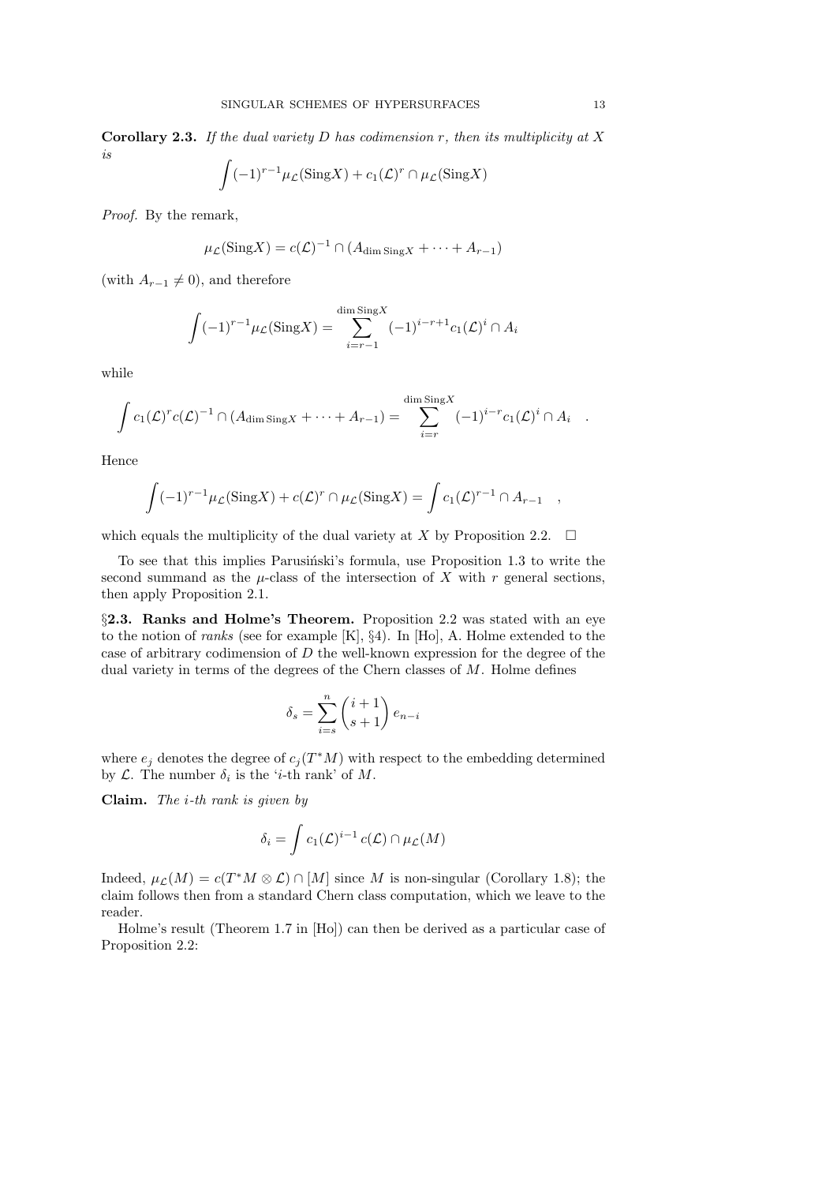**Corollary 2.3.** *If the dual variety $D$ has codimension $r$, then its multiplicity at $X$ is*

$$\int (-1)^{r-1}\mu_{\mathcal{L}}(\mathrm{Sing}X) + c_1(\mathcal{L})^r \cap \mu_{\mathcal{L}}(\mathrm{Sing}X)$$

*Proof.* By the remark,

$$\mu_{\mathcal{L}}(\mathrm{Sing}X) = c(\mathcal{L})^{-1} \cap (A_{\dim \mathrm{Sing}X} + \cdots + A_{r-1})$$

(with $A_{r-1} \neq 0$), and therefore

$$\int (-1)^{r-1}\mu_{\mathcal{L}}(\mathrm{Sing}X) = \sum_{i=r-1}^{\dim \mathrm{Sing}X} (-1)^{i-r+1} c_1(\mathcal{L})^i \cap A_i$$

while

$$\int c_1(\mathcal{L})^r c(\mathcal{L})^{-1} \cap (A_{\dim \mathrm{Sing}X} + \cdots + A_{r-1}) = \sum_{i=r}^{\dim \mathrm{Sing}X} (-1)^{i-r} c_1(\mathcal{L})^i \cap A_i \quad .$$

Hence

$$\int (-1)^{r-1}\mu_{\mathcal{L}}(\mathrm{Sing}X) + c(\mathcal{L})^r \cap \mu_{\mathcal{L}}(\mathrm{Sing}X) = \int c_1(\mathcal{L})^{r-1} \cap A_{r-1} \quad ,$$

which equals the multiplicity of the dual variety at $X$ by Proposition 2.2. $\square$

To see that this implies Parusiński's formula, use Proposition 1.3 to write the second summand as the $\mu$-class of the intersection of $X$ with $r$ general sections, then apply Proposition 2.1.

§**2.3. Ranks and Holme's Theorem.** Proposition 2.2 was stated with an eye to the notion of *ranks* (see for example [K], §4). In [Ho], A. Holme extended to the case of arbitrary codimension of $D$ the well-known expression for the degree of the dual variety in terms of the degrees of the Chern classes of $M$. Holme defines

$$\delta_s = \sum_{i=s}^{n} \binom{i+1}{s+1} e_{n-i}$$

where $e_j$ denotes the degree of $c_j(T^*M)$ with respect to the embedding determined by $\mathcal{L}$. The number $\delta_i$ is the '$i$-th rank' of $M$.

**Claim.** *The $i$-th rank is given by*

$$\delta_i = \int c_1(\mathcal{L})^{i-1}\, c(\mathcal{L}) \cap \mu_{\mathcal{L}}(M)$$

Indeed, $\mu_{\mathcal{L}}(M) = c(T^*M \otimes \mathcal{L}) \cap [M]$ since $M$ is non-singular (Corollary 1.8); the claim follows then from a standard Chern class computation, which we leave to the reader.

Holme's result (Theorem 1.7 in [Ho]) can then be derived as a particular case of Proposition 2.2: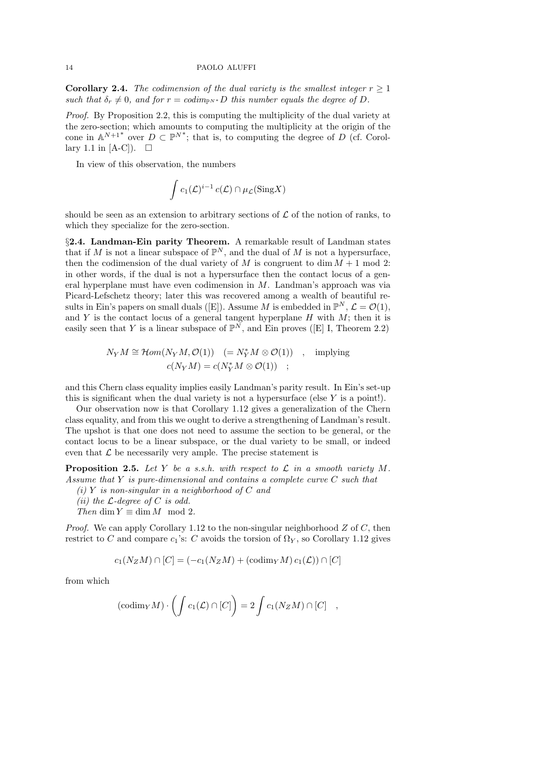**Corollary 2.4.** *The codimension of the dual variety is the smallest integer $r \geq 1$ such that $\delta_r \neq 0$, and for $r = codim_{\mathbb{P}^{N*}} D$ this number equals the degree of $D$.*

*Proof.* By Proposition 2.2, this is computing the multiplicity of the dual variety at the zero-section; which amounts to computing the multiplicity at the origin of the cone in $\mathbb{A}^{N+1^*}$ over $D \subset \mathbb{P}^{N^*}$; that is, to computing the degree of $D$ (cf. Corollary 1.1 in [A-C]). $\square$

In view of this observation, the numbers

$$\int c_1(\mathcal{L})^{i-1}\, c(\mathcal{L}) \cap \mu_{\mathcal{L}}(\mathrm{Sing}X)$$

should be seen as an extension to arbitrary sections of $\mathcal{L}$ of the notion of ranks, to which they specialize for the zero-section.

§**2.4. Landman-Ein parity Theorem.** A remarkable result of Landman states that if $M$ is not a linear subspace of $\mathbb{P}^N$, and the dual of $M$ is not a hypersurface, then the codimension of the dual variety of $M$ is congruent to $\dim M + 1 \mod 2$: in other words, if the dual is not a hypersurface then the contact locus of a general hyperplane must have even codimension in $M$. Landman's approach was via Picard-Lefschetz theory; later this was recovered among a wealth of beautiful results in Ein's papers on small duals ([E]). Assume $M$ is embedded in $\mathbb{P}^N$, $\mathcal{L} = \mathcal{O}(1)$, and $Y$ is the contact locus of a general tangent hyperplane $H$ with $M$; then it is easily seen that $Y$ is a linear subspace of $\mathbb{P}^N$, and Ein proves ([E] I, Theorem 2.2)

$$N_Y M \cong \mathcal{H}om(N_Y M, \mathcal{O}(1)) \quad (= N_Y^* M \otimes \mathcal{O}(1)) \quad , \quad \text{implying}$$
$$c(N_Y M) = c(N_Y^* M \otimes \mathcal{O}(1)) \quad ;$$

and this Chern class equality implies easily Landman's parity result. In Ein's set-up this is significant when the dual variety is not a hypersurface (else $Y$ is a point!).

Our observation now is that Corollary 1.12 gives a generalization of the Chern class equality, and from this we ought to derive a strengthening of Landman's result. The upshot is that one does not need to assume the section to be general, or the contact locus to be a linear subspace, or the dual variety to be small, or indeed even that $\mathcal{L}$ be necessarily very ample. The precise statement is

**Proposition 2.5.** *Let $Y$ be a s.s.h. with respect to $\mathcal{L}$ in a smooth variety $M$. Assume that $Y$ is pure-dimensional and contains a complete curve $C$ such that*

*(i) $Y$ is non-singular in a neighborhood of $C$ and*

*(ii) the $\mathcal{L}$-degree of $C$ is odd.*

*Then $\dim Y \equiv \dim M \mod 2$.*

*Proof.* We can apply Corollary 1.12 to the non-singular neighborhood $Z$ of $C$, then restrict to $C$ and compare $c_1$'s: $C$ avoids the torsion of $\Omega_Y$, so Corollary 1.12 gives

$$c_1(N_Z M) \cap [C] = (-c_1(N_Z M) + (\mathrm{codim}_Y M)\, c_1(\mathcal{L})) \cap [C]$$

from which

$$(\mathrm{codim}_Y M) \cdot \left( \int c_1(\mathcal{L}) \cap [C] \right) = 2 \int c_1(N_Z M) \cap [C] \quad ,$$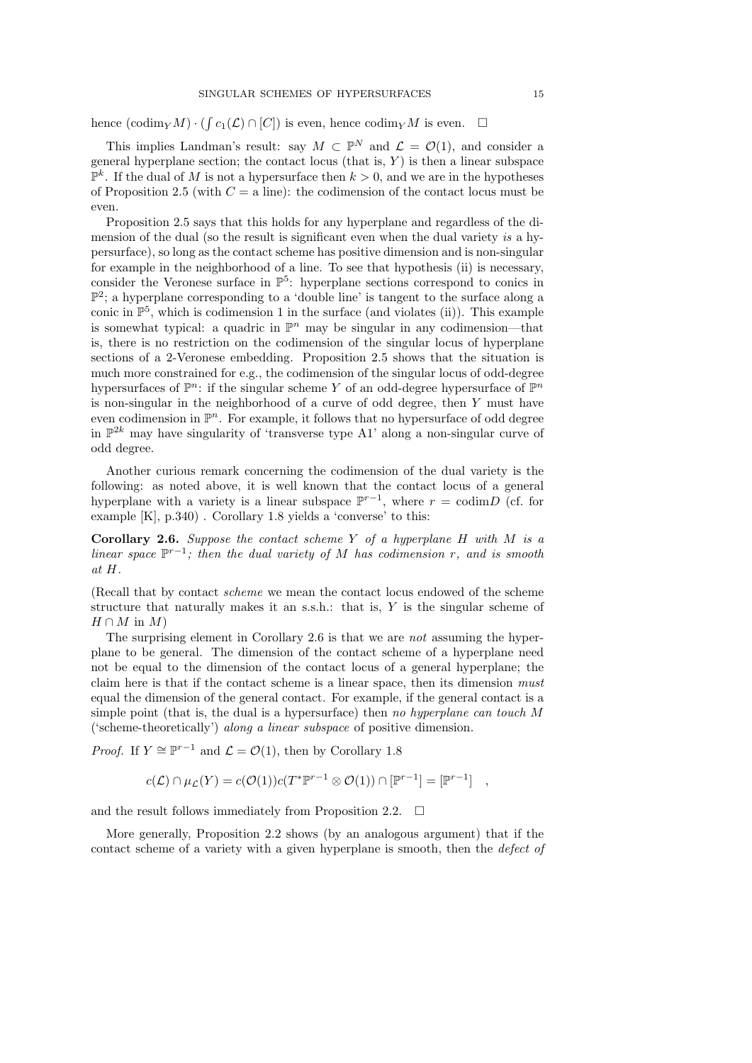hence $(\mathrm{codim}_Y M) \cdot (\int c_1(\mathcal{L}) \cap [C])$ is even, hence $\mathrm{codim}_Y M$ is even. $\square$

This implies Landman's result: say $M \subset \mathbb{P}^N$ and $\mathcal{L} = \mathcal{O}(1)$, and consider a general hyperplane section; the contact locus (that is, $Y$) is then a linear subspace $\mathbb{P}^k$. If the dual of $M$ is not a hypersurface then $k > 0$, and we are in the hypotheses of Proposition 2.5 (with $C =$ a line): the codimension of the contact locus must be even.

Proposition 2.5 says that this holds for any hyperplane and regardless of the dimension of the dual (so the result is significant even when the dual variety *is* a hypersurface), so long as the contact scheme has positive dimension and is non-singular for example in the neighborhood of a line. To see that hypothesis (ii) is necessary, consider the Veronese surface in $\mathbb{P}^5$: hyperplane sections correspond to conics in $\mathbb{P}^2$; a hyperplane corresponding to a 'double line' is tangent to the surface along a conic in $\mathbb{P}^5$, which is codimension 1 in the surface (and violates (ii)). This example is somewhat typical: a quadric in $\mathbb{P}^n$ may be singular in any codimension—that is, there is no restriction on the codimension of the singular locus of hyperplane sections of a 2-Veronese embedding. Proposition 2.5 shows that the situation is much more constrained for e.g., the codimension of the singular locus of odd-degree hypersurfaces of $\mathbb{P}^n$: if the singular scheme $Y$ of an odd-degree hypersurface of $\mathbb{P}^n$ is non-singular in the neighborhood of a curve of odd degree, then $Y$ must have even codimension in $\mathbb{P}^n$. For example, it follows that no hypersurface of odd degree in $\mathbb{P}^{2k}$ may have singularity of 'transverse type A1' along a non-singular curve of odd degree.

Another curious remark concerning the codimension of the dual variety is the following: as noted above, it is well known that the contact locus of a general hyperplane with a variety is a linear subspace $\mathbb{P}^{r-1}$, where $r = \mathrm{codim} D$ (cf. for example [K], p.340) . Corollary 1.8 yields a 'converse' to this:

**Corollary 2.6.** *Suppose the contact scheme $Y$ of a hyperplane $H$ with $M$ is a linear space $\mathbb{P}^{r-1}$; then the dual variety of $M$ has codimension $r$, and is smooth at $H$.*

(Recall that by contact *scheme* we mean the contact locus endowed of the scheme structure that naturally makes it an s.s.h.: that is, $Y$ is the singular scheme of $H \cap M$ in $M$)

The surprising element in Corollary 2.6 is that we are *not* assuming the hyperplane to be general. The dimension of the contact scheme of a hyperplane need not be equal to the dimension of the contact locus of a general hyperplane; the claim here is that if the contact scheme is a linear space, then its dimension *must* equal the dimension of the general contact. For example, if the general contact is a simple point (that is, the dual is a hypersurface) then *no hyperplane can touch $M$* ('scheme-theoretically') *along a linear subspace* of positive dimension.

*Proof.* If $Y \cong \mathbb{P}^{r-1}$ and $\mathcal{L} = \mathcal{O}(1)$, then by Corollary 1.8

$$c(\mathcal{L}) \cap \mu_{\mathcal{L}}(Y) = c(\mathcal{O}(1)) c(T^*\mathbb{P}^{r-1} \otimes \mathcal{O}(1)) \cap [\mathbb{P}^{r-1}] = [\mathbb{P}^{r-1}] \quad ,$$

and the result follows immediately from Proposition 2.2. $\square$

More generally, Proposition 2.2 shows (by an analogous argument) that if the contact scheme of a variety with a given hyperplane is smooth, then the *defect of*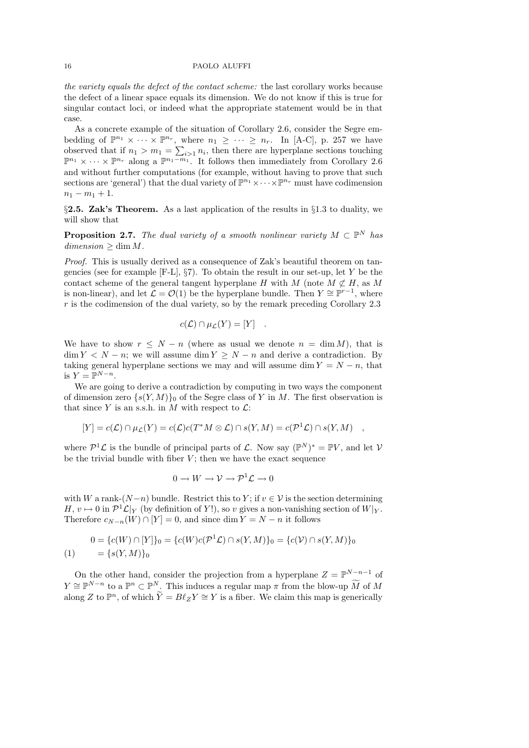*the variety equals the defect of the contact scheme:* the last corollary works because the defect of a linear space equals its dimension. We do not know if this is true for singular contact loci, or indeed what the appropriate statement would be in that case.

As a concrete example of the situation of Corollary 2.6, consider the Segre embedding of $\mathbb{P}^{n_1} \times \cdots \times \mathbb{P}^{n_r}$, where $n_1 \geq \cdots \geq n_r$. In [A-C], p. 257 we have observed that if $n_1 > m_1 = \sum_{i>1} n_i$, then there are hyperplane sections touching $\mathbb{P}^{n_1} \times \cdots \times \mathbb{P}^{n_r}$ along a $\mathbb{P}^{n_1 - m_1}$. It follows then immediately from Corollary 2.6 and without further computations (for example, without having to prove that such sections are 'general') that the dual variety of $\mathbb{P}^{n_1} \times \cdots \times \mathbb{P}^{n_r}$ must have codimension $n_1 - m_1 + 1$.

§**2.5. Zak's Theorem.** As a last application of the results in §1.3 to duality, we will show that

**Proposition 2.7.** *The dual variety of a smooth nonlinear variety $M \subset \mathbb{P}^N$ has dimension $\geq \dim M$.*

*Proof.* This is usually derived as a consequence of Zak's beautiful theorem on tangencies (see for example [F-L], §7). To obtain the result in our set-up, let $Y$ be the contact scheme of the general tangent hyperplane $H$ with $M$ (note $M \not\subset H$, as $M$ is non-linear), and let $\mathcal{L} = \mathcal{O}(1)$ be the hyperplane bundle. Then $Y \cong \mathbb{P}^{r-1}$, where $r$ is the codimension of the dual variety, so by the remark preceding Corollary 2.3

$$c(\mathcal{L}) \cap \mu_{\mathcal{L}}(Y) = [Y] \quad .$$

We have to show $r \leq N - n$ (where as usual we denote $n = \dim M$), that is $\dim Y < N - n$; we will assume $\dim Y \geq N - n$ and derive a contradiction. By taking general hyperplane sections we may and will assume $\dim Y = N - n$, that is $Y = \mathbb{P}^{N-n}$.

We are going to derive a contradiction by computing in two ways the component of dimension zero $\{s(Y, M)\}_0$ of the Segre class of $Y$ in $M$. The first observation is that since $Y$ is an s.s.h. in $M$ with respect to $\mathcal{L}$:

$$[Y] = c(\mathcal{L}) \cap \mu_{\mathcal{L}}(Y) = c(\mathcal{L}) c(T^*M \otimes \mathcal{L}) \cap s(Y, M) = c(\mathcal{P}^1 \mathcal{L}) \cap s(Y, M) \quad ,$$

where $\mathcal{P}^1 \mathcal{L}$ is the bundle of principal parts of $\mathcal{L}$. Now say $(\mathbb{P}^N)^* = \mathbb{P}V$, and let $\mathcal{V}$ be the trivial bundle with fiber $V$; then we have the exact sequence

$$0 \to W \to \mathcal{V} \to \mathcal{P}^1 \mathcal{L} \to 0$$

with $W$ a rank-$(N-n)$ bundle. Restrict this to $Y$; if $v \in \mathcal{V}$ is the section determining $H$, $v \mapsto 0$ in $\mathcal{P}^1 \mathcal{L}|_Y$ (by definition of $Y$!), so $v$ gives a non-vanishing section of $W|_Y$. Therefore $c_{N-n}(W) \cap [Y] = 0$, and since $\dim Y = N - n$ it follows

$$\begin{aligned} 0 &= \{c(W) \cap [Y]\}_0 = \{c(W) c(\mathcal{P}^1 \mathcal{L}) \cap s(Y, M)\}_0 = \{c(\mathcal{V}) \cap s(Y, M)\}_0 \\ &= \{s(Y, M)\}_0 \end{aligned} \tag{1}$$

On the other hand, consider the projection from a hyperplane $Z = \mathbb{P}^{N-n-1}$ of $Y \cong \mathbb{P}^{N-n}$ to a $\mathbb{P}^n \subset \mathbb{P}^N$. This induces a regular map $\pi$ from the blow-up $\widetilde{M}$ of $M$ along $Z$ to $\mathbb{P}^n$, of which $\widetilde{Y} = B\ell_Z Y \cong Y$ is a fiber. We claim this map is generically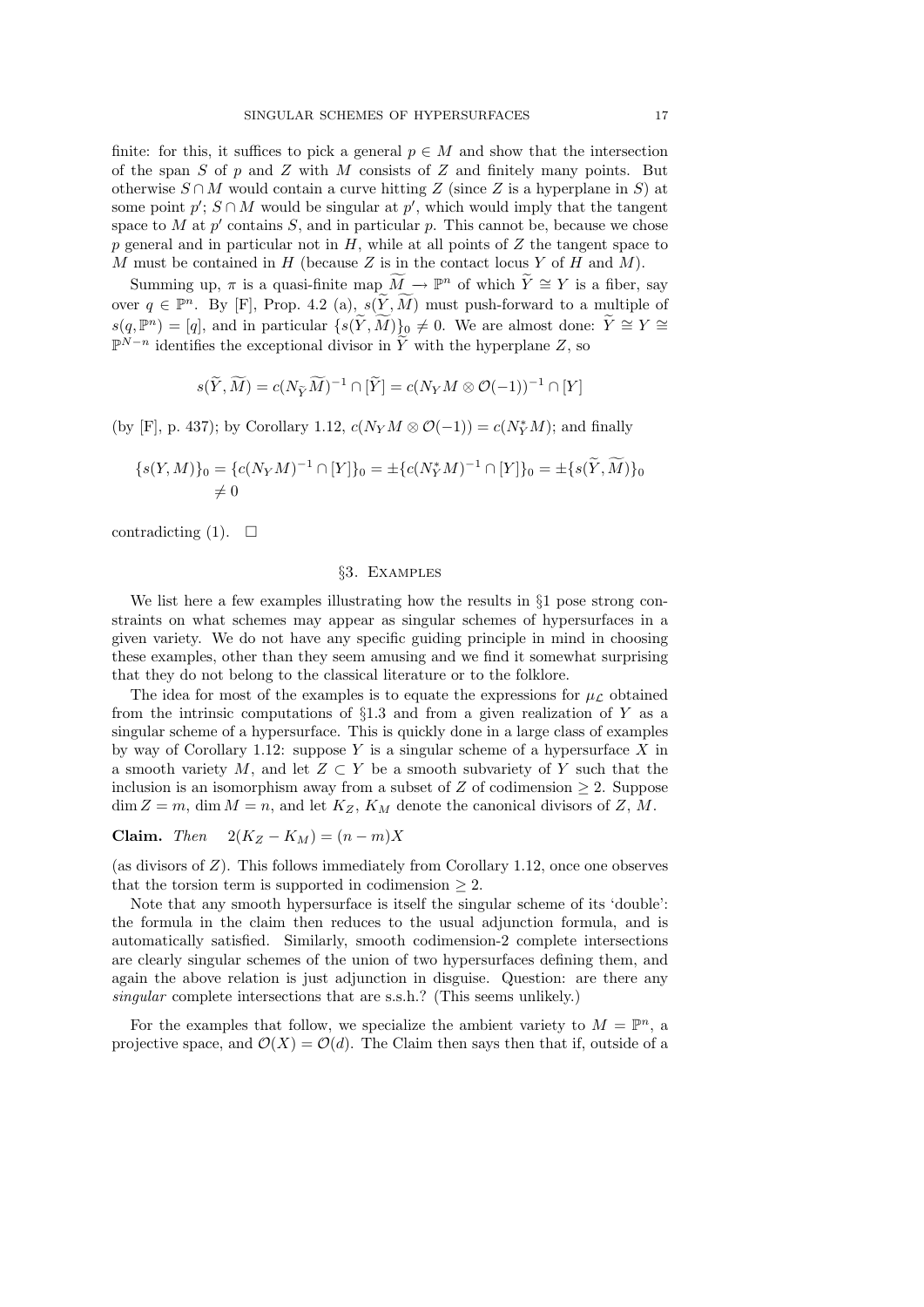finite: for this, it suffices to pick a general $p \in M$ and show that the intersection of the span $S$ of $p$ and $Z$ with $M$ consists of $Z$ and finitely many points. But otherwise $S \cap M$ would contain a curve hitting $Z$ (since $Z$ is a hyperplane in $S$) at some point $p'$; $S \cap M$ would be singular at $p'$, which would imply that the tangent space to $M$ at $p'$ contains $S$, and in particular $p$. This cannot be, because we chose $p$ general and in particular not in $H$, while at all points of $Z$ the tangent space to $M$ must be contained in $H$ (because $Z$ is in the contact locus $Y$ of $H$ and $M$).

Summing up, $\pi$ is a quasi-finite map $\widetilde{M} \to \mathbb{P}^n$ of which $\widetilde{Y} \cong Y$ is a fiber, say over $q \in \mathbb{P}^n$. By [F], Prop. 4.2 (a), $s(\widetilde{Y}, \widetilde{M})$ must push-forward to a multiple of $s(q, \mathbb{P}^n) = [q]$, and in particular $\{s(\widetilde{Y}, \widetilde{M})\}_0 \neq 0$. We are almost done: $\widetilde{Y} \cong Y \cong \mathbb{P}^{N-n}$ identifies the exceptional divisor in $\widetilde{Y}$ with the hyperplane $Z$, so

$$s(\widetilde{Y}, \widetilde{M}) = c(N_{\widetilde{Y}}\widetilde{M})^{-1} \cap [\widetilde{Y}] = c(N_Y M \otimes \mathcal{O}(-1))^{-1} \cap [Y]$$

(by [F], p. 437); by Corollary 1.12, $c(N_Y M \otimes \mathcal{O}(-1)) = c(N_Y^* M)$; and finally

$$\{s(Y, M)\}_0 = \{c(N_Y M)^{-1} \cap [Y]\}_0 = \pm\{c(N_Y^* M)^{-1} \cap [Y]\}_0 = \pm\{s(\widetilde{Y}, \widetilde{M})\}_0 \neq 0$$

contradicting (1). $\square$

## §3. Examples

We list here a few examples illustrating how the results in §1 pose strong constraints on what schemes may appear as singular schemes of hypersurfaces in a given variety. We do not have any specific guiding principle in mind in choosing these examples, other than they seem amusing and we find it somewhat surprising that they do not belong to the classical literature or to the folklore.

The idea for most of the examples is to equate the expressions for $\mu_{\mathcal{L}}$ obtained from the intrinsic computations of §1.3 and from a given realization of $Y$ as a singular scheme of a hypersurface. This is quickly done in a large class of examples by way of Corollary 1.12: suppose $Y$ is a singular scheme of a hypersurface $X$ in a smooth variety $M$, and let $Z \subset Y$ be a smooth subvariety of $Y$ such that the inclusion is an isomorphism away from a subset of $Z$ of codimension $\geq 2$. Suppose $\dim Z = m$, $\dim M = n$, and let $K_Z$, $K_M$ denote the canonical divisors of $Z$, $M$.

**Claim.** *Then* $\quad 2(K_Z - K_M) = (n - m)X$

(as divisors of $Z$). This follows immediately from Corollary 1.12, once one observes that the torsion term is supported in codimension $\geq 2$.

Note that any smooth hypersurface is itself the singular scheme of its 'double': the formula in the claim then reduces to the usual adjunction formula, and is automatically satisfied. Similarly, smooth codimension-2 complete intersections are clearly singular schemes of the union of two hypersurfaces defining them, and again the above relation is just adjunction in disguise. Question: are there any *singular* complete intersections that are s.s.h.? (This seems unlikely.)

For the examples that follow, we specialize the ambient variety to $M = \mathbb{P}^n$, a projective space, and $\mathcal{O}(X) = \mathcal{O}(d)$. The Claim then says then that if, outside of a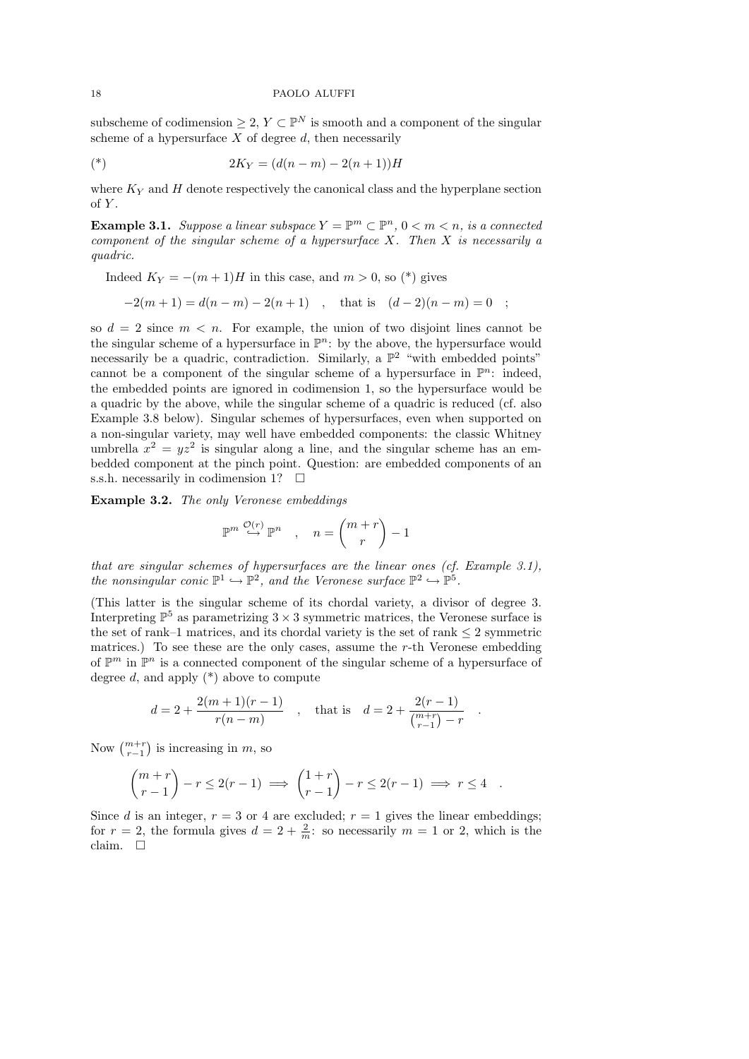subscheme of codimension $\geq 2$, $Y \subset \mathbb{P}^N$ is smooth and a component of the singular scheme of a hypersurface $X$ of degree $d$, then necessarily

$$(*) \qquad 2K_Y = (d(n-m) - 2(n+1))H$$

where $K_Y$ and $H$ denote respectively the canonical class and the hyperplane section of $Y$.

**Example 3.1.** *Suppose a linear subspace $Y = \mathbb{P}^m \subset \mathbb{P}^n$, $0 < m < n$, is a connected component of the singular scheme of a hypersurface $X$. Then $X$ is necessarily a quadric.*

Indeed $K_Y = -(m+1)H$ in this case, and $m > 0$, so (*) gives

$$-2(m+1) = d(n-m) - 2(n+1) \quad , \quad \text{that is} \quad (d-2)(n-m) = 0 \quad ;$$

so $d = 2$ since $m < n$. For example, the union of two disjoint lines cannot be the singular scheme of a hypersurface in $\mathbb{P}^n$: by the above, the hypersurface would necessarily be a quadric, contradiction. Similarly, a $\mathbb{P}^2$ "with embedded points" cannot be a component of the singular scheme of a hypersurface in $\mathbb{P}^n$: indeed, the embedded points are ignored in codimension 1, so the hypersurface would be a quadric by the above, while the singular scheme of a quadric is reduced (cf. also Example 3.8 below). Singular schemes of hypersurfaces, even when supported on a non-singular variety, may well have embedded components: the classic Whitney umbrella $x^2 = yz^2$ is singular along a line, and the singular scheme has an embedded component at the pinch point. Question: are embedded components of an s.s.h. necessarily in codimension 1? $\square$

**Example 3.2.** *The only Veronese embeddings*

$$\mathbb{P}^m \overset{\mathcal{O}(r)}{\hookrightarrow} \mathbb{P}^n \quad , \quad n = \binom{m+r}{r} - 1$$

*that are singular schemes of hypersurfaces are the linear ones (cf. Example 3.1), the nonsingular conic $\mathbb{P}^1 \hookrightarrow \mathbb{P}^2$, and the Veronese surface $\mathbb{P}^2 \hookrightarrow \mathbb{P}^5$.*

(This latter is the singular scheme of its chordal variety, a divisor of degree 3. Interpreting $\mathbb{P}^5$ as parametrizing $3 \times 3$ symmetric matrices, the Veronese surface is the set of rank–1 matrices, and its chordal variety is the set of rank $\leq 2$ symmetric matrices.) To see these are the only cases, assume the $r$-th Veronese embedding of $\mathbb{P}^m$ in $\mathbb{P}^n$ is a connected component of the singular scheme of a hypersurface of degree $d$, and apply (*) above to compute

$$d = 2 + \frac{2(m+1)(r-1)}{r(n-m)} \quad , \quad \text{that is} \quad d = 2 + \frac{2(r-1)}{\binom{m+r}{r-1} - r} \quad .$$

Now $\binom{m+r}{r-1}$ is increasing in $m$, so

$$\binom{m+r}{r-1} - r \leq 2(r-1) \implies \binom{1+r}{r-1} - r \leq 2(r-1) \implies r \leq 4 \quad .$$

Since $d$ is an integer, $r = 3$ or 4 are excluded; $r = 1$ gives the linear embeddings; for $r = 2$, the formula gives $d = 2 + \frac{2}{m}$: so necessarily $m = 1$ or 2, which is the claim. $\square$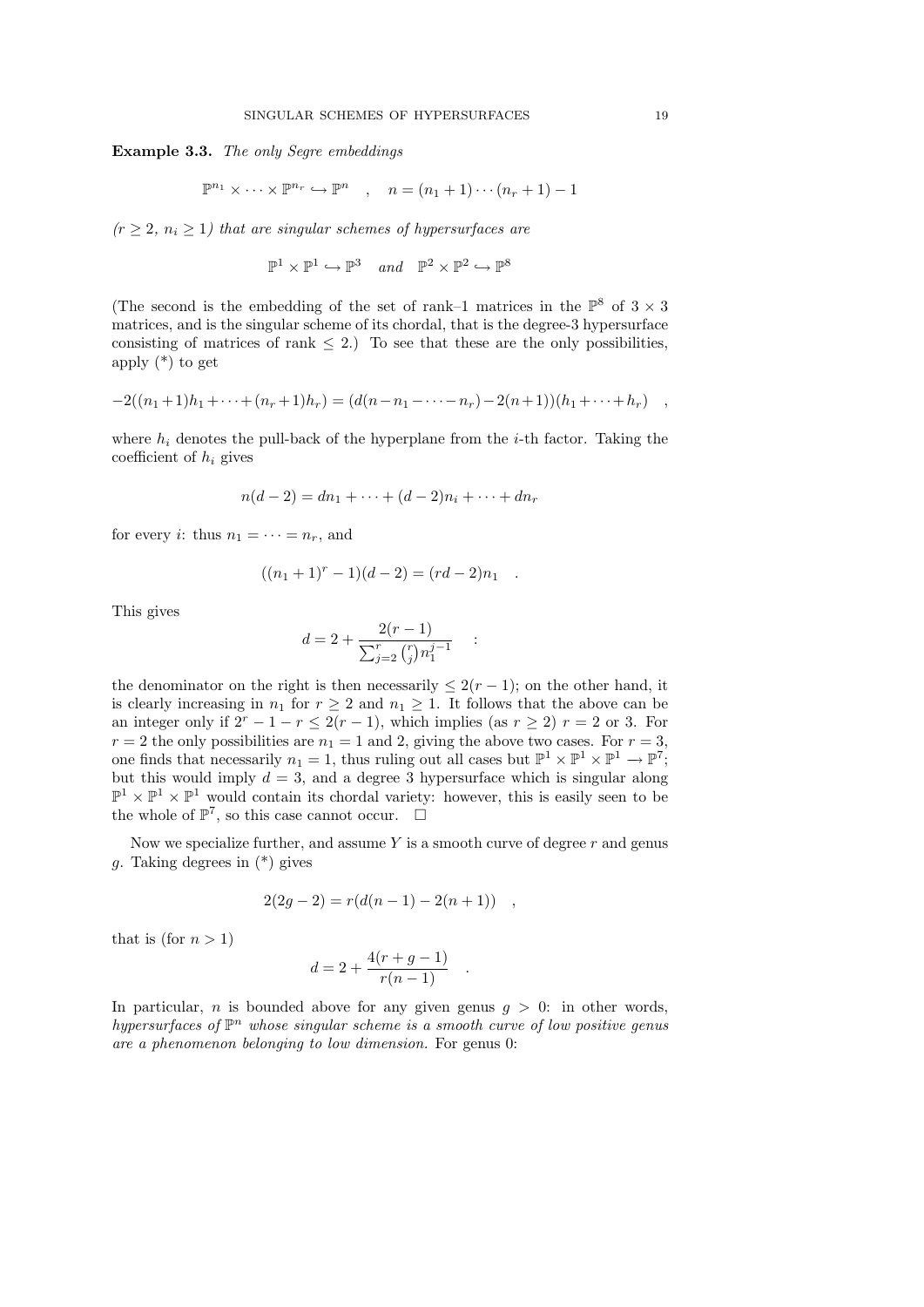**Example 3.3.** *The only Segre embeddings*

$$\mathbb{P}^{n_1} \times \cdots \times \mathbb{P}^{n_r} \hookrightarrow \mathbb{P}^n \quad , \quad n = (n_1+1)\cdots(n_r+1) - 1$$

*($r \geq 2$, $n_i \geq 1$) that are singular schemes of hypersurfaces are*

$$\mathbb{P}^1 \times \mathbb{P}^1 \hookrightarrow \mathbb{P}^3 \quad \text{and} \quad \mathbb{P}^2 \times \mathbb{P}^2 \hookrightarrow \mathbb{P}^8$$

(The second is the embedding of the set of rank–1 matrices in the $\mathbb{P}^8$ of $3 \times 3$ matrices, and is the singular scheme of its chordal, that is the degree-3 hypersurface consisting of matrices of rank $\leq 2$.) To see that these are the only possibilities, apply (*) to get

$$-2((n_1+1)h_1 + \cdots + (n_r+1)h_r) = (d(n - n_1 - \cdots - n_r) - 2(n+1))(h_1 + \cdots + h_r) \quad ,$$

where $h_i$ denotes the pull-back of the hyperplane from the $i$-th factor. Taking the coefficient of $h_i$ gives

$$n(d-2) = dn_1 + \cdots + (d-2)n_i + \cdots + dn_r$$

for every $i$: thus $n_1 = \cdots = n_r$, and

$$((n_1+1)^r - 1)(d-2) = (rd-2)n_1 \quad .$$

This gives

$$d = 2 + \frac{2(r-1)}{\sum_{j=2}^{r} \binom{r}{j} n_1^{j-1}} \quad :$$

the denominator on the right is then necessarily $\leq 2(r-1)$; on the other hand, it is clearly increasing in $n_1$ for $r \geq 2$ and $n_1 \geq 1$. It follows that the above can be an integer only if $2^r - 1 - r \leq 2(r-1)$, which implies (as $r \geq 2$) $r = 2$ or 3. For $r = 2$ the only possibilities are $n_1 = 1$ and 2, giving the above two cases. For $r = 3$, one finds that necessarily $n_1 = 1$, thus ruling out all cases but $\mathbb{P}^1 \times \mathbb{P}^1 \times \mathbb{P}^1 \to \mathbb{P}^7$; but this would imply $d = 3$, and a degree 3 hypersurface which is singular along $\mathbb{P}^1 \times \mathbb{P}^1 \times \mathbb{P}^1$ would contain its chordal variety: however, this is easily seen to be the whole of $\mathbb{P}^7$, so this case cannot occur. $\square$

Now we specialize further, and assume $Y$ is a smooth curve of degree $r$ and genus $g$. Taking degrees in (*) gives

$$2(2g-2) = r(d(n-1) - 2(n+1)) \quad ,$$

that is (for $n > 1$)

$$d = 2 + \frac{4(r+g-1)}{r(n-1)} \quad .$$

In particular, $n$ is bounded above for any given genus $g > 0$: in other words, *hypersurfaces of $\mathbb{P}^n$ whose singular scheme is a smooth curve of low positive genus are a phenomenon belonging to low dimension.* For genus 0: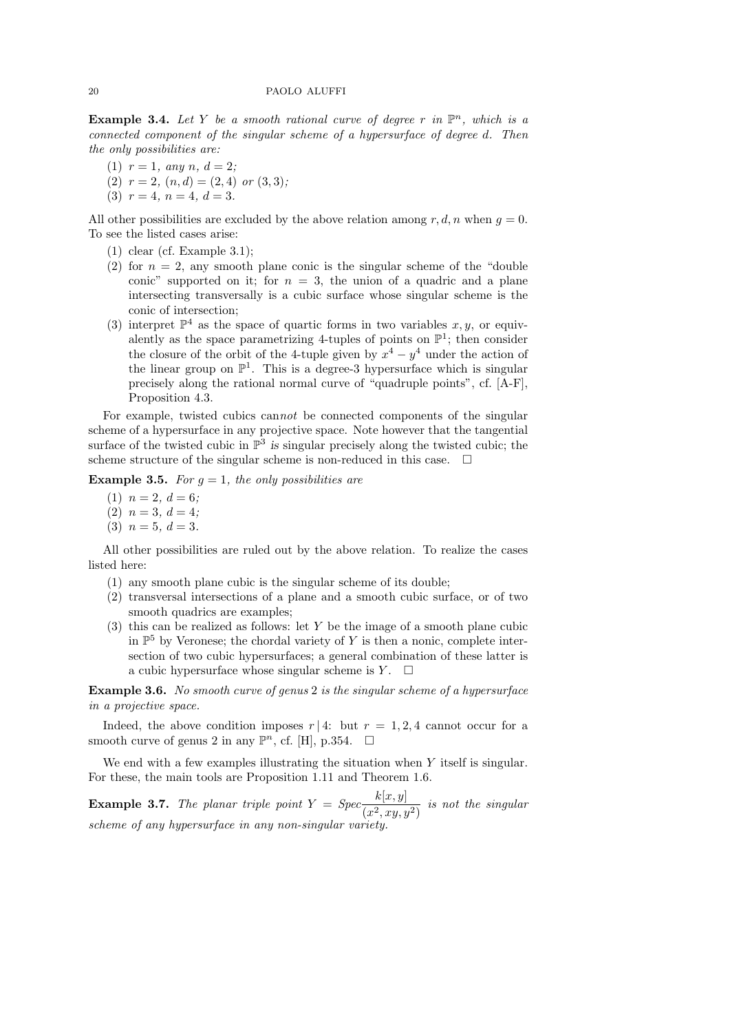**Example 3.4.** *Let $Y$ be a smooth rational curve of degree $r$ in $\mathbb{P}^n$, which is a connected component of the singular scheme of a hypersurface of degree $d$. Then the only possibilities are:*

1. *$r = 1$, any $n$, $d = 2$;*
2. *$r = 2$, $(n, d) = (2, 4)$ or $(3, 3)$;*
3. *$r = 4$, $n = 4$, $d = 3$.*

All other possibilities are excluded by the above relation among $r, d, n$ when $g = 0$. To see the listed cases arise:

1. clear (cf. Example 3.1);
2. for $n = 2$, any smooth plane conic is the singular scheme of the "double conic" supported on it; for $n = 3$, the union of a quadric and a plane intersecting transversally is a cubic surface whose singular scheme is the conic of intersection;
3. interpret $\mathbb{P}^4$ as the space of quartic forms in two variables $x, y$, or equivalently as the space parametrizing 4-tuples of points on $\mathbb{P}^1$; then consider the closure of the orbit of the 4-tuple given by $x^4 - y^4$ under the action of the linear group on $\mathbb{P}^1$. This is a degree-3 hypersurface which is singular precisely along the rational normal curve of "quadruple points", cf. [A-F], Proposition 4.3.

For example, twisted cubics can*not* be connected components of the singular scheme of a hypersurface in any projective space. Note however that the tangential surface of the twisted cubic in $\mathbb{P}^3$ *is* singular precisely along the twisted cubic; the scheme structure of the singular scheme is non-reduced in this case. □

**Example 3.5.** *For $g = 1$, the only possibilities are*

1. *$n = 2$, $d = 6$;*
2. *$n = 3$, $d = 4$;*
3. *$n = 5$, $d = 3$.*

All other possibilities are ruled out by the above relation. To realize the cases listed here:

1. any smooth plane cubic is the singular scheme of its double;
2. transversal intersections of a plane and a smooth cubic surface, or of two smooth quadrics are examples;
3. this can be realized as follows: let $Y$ be the image of a smooth plane cubic in $\mathbb{P}^5$ by Veronese; the chordal variety of $Y$ is then a nonic, complete intersection of two cubic hypersurfaces; a general combination of these latter is a cubic hypersurface whose singular scheme is $Y$. □

**Example 3.6.** *No smooth curve of genus 2 is the singular scheme of a hypersurface in a projective space.*

Indeed, the above condition imposes $r \mid 4$: but $r = 1, 2, 4$ cannot occur for a smooth curve of genus 2 in any $\mathbb{P}^n$, cf. [H], p.354. □

We end with a few examples illustrating the situation when $Y$ itself is singular. For these, the main tools are Proposition 1.11 and Theorem 1.6.

**Example 3.7.** *The planar triple point $Y = Spec \dfrac{k[x, y]}{(x^2, xy, y^2)}$ is not the singular scheme of any hypersurface in any non-singular variety.*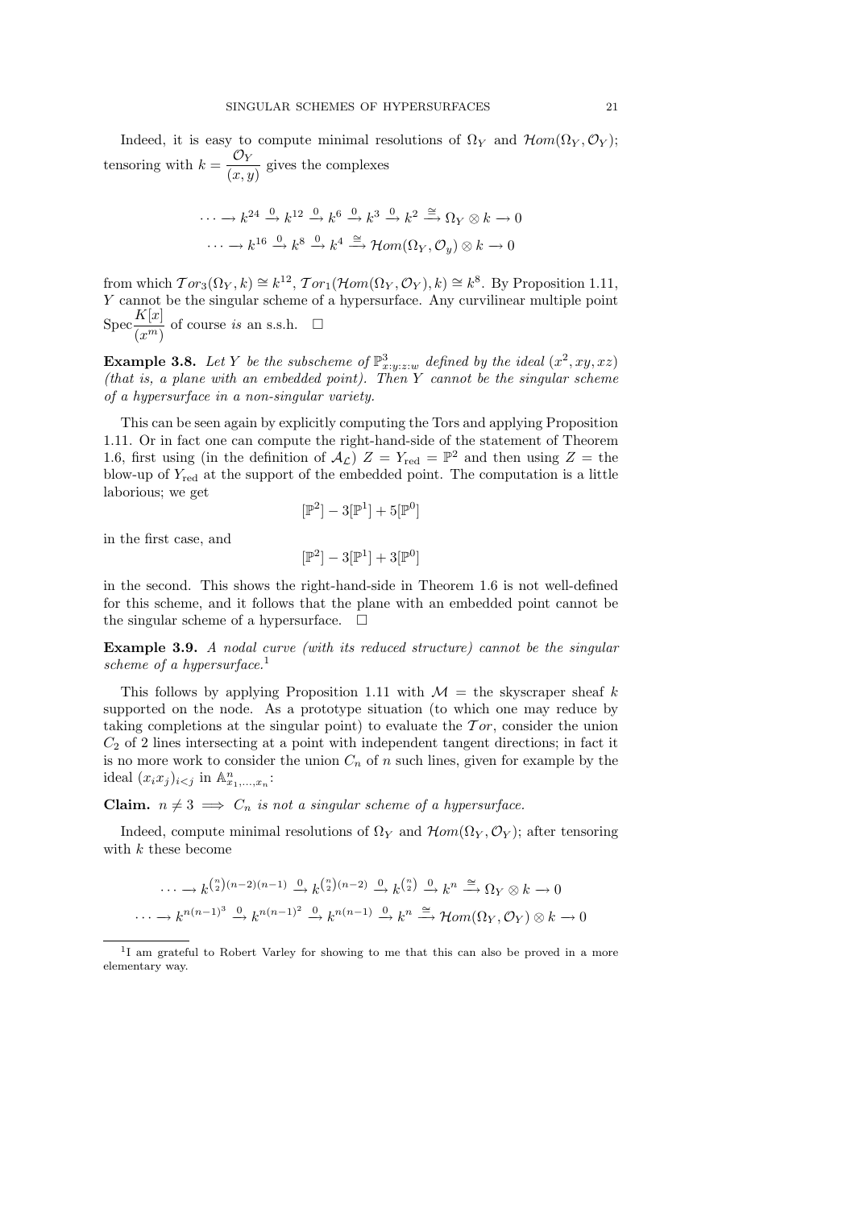Indeed, it is easy to compute minimal resolutions of $\Omega_Y$ and $\mathcal{H}om(\Omega_Y, \mathcal{O}_Y)$; tensoring with $k = \dfrac{\mathcal{O}_Y}{(x,y)}$ gives the complexes

$$\cdots \longrightarrow k^{24} \xrightarrow{0} k^{12} \xrightarrow{0} k^6 \xrightarrow{0} k^3 \xrightarrow{0} k^2 \xrightarrow{\cong} \Omega_Y \otimes k \longrightarrow 0$$

$$\cdots \longrightarrow k^{16} \xrightarrow{0} k^8 \xrightarrow{0} k^4 \xrightarrow{\cong} \mathcal{H}om(\Omega_Y, \mathcal{O}_y) \otimes k \longrightarrow 0$$

from which $\mathcal{T}or_3(\Omega_Y, k) \cong k^{12}$, $\mathcal{T}or_1(\mathcal{H}om(\Omega_Y, \mathcal{O}_Y), k) \cong k^8$. By Proposition 1.11, $Y$ cannot be the singular scheme of a hypersurface. Any curvilinear multiple point $\operatorname{Spec}\dfrac{K[x]}{(x^m)}$ of course *is* an s.s.h. $\square$

**Example 3.8.** *Let $Y$ be the subscheme of $\mathbb{P}^3_{x:y:z:w}$ defined by the ideal $(x^2, xy, xz)$ (that is, a plane with an embedded point). Then $Y$ cannot be the singular scheme of a hypersurface in a non-singular variety.*

This can be seen again by explicitly computing the Tors and applying Proposition 1.11. Or in fact one can compute the right-hand-side of the statement of Theorem 1.6, first using (in the definition of $\mathcal{A}_{\mathcal{L}}$) $Z = Y_{\text{red}} = \mathbb{P}^2$ and then using $Z =$ the blow-up of $Y_{\text{red}}$ at the support of the embedded point. The computation is a little laborious; we get

$$[\mathbb{P}^2] - 3[\mathbb{P}^1] + 5[\mathbb{P}^0]$$

in the first case, and

$$[\mathbb{P}^2] - 3[\mathbb{P}^1] + 3[\mathbb{P}^0]$$

in the second. This shows the right-hand-side in Theorem 1.6 is not well-defined for this scheme, and it follows that the plane with an embedded point cannot be the singular scheme of a hypersurface. $\square$

**Example 3.9.** *A nodal curve (with its reduced structure) cannot be the singular scheme of a hypersurface.*[1]

This follows by applying Proposition 1.11 with $\mathcal{M} =$ the skyscraper sheaf $k$ supported on the node. As a prototype situation (to which one may reduce by taking completions at the singular point) to evaluate the $\mathcal{T}or$, consider the union $C_2$ of 2 lines intersecting at a point with independent tangent directions; in fact it is no more work to consider the union $C_n$ of $n$ such lines, given for example by the ideal $(x_i x_j)_{i<j}$ in $\mathbb{A}^n_{x_1,\dots,x_n}$:

**Claim.** $n \neq 3 \implies C_n$ *is not a singular scheme of a hypersurface.*

Indeed, compute minimal resolutions of $\Omega_Y$ and $\mathcal{H}om(\Omega_Y, \mathcal{O}_Y)$; after tensoring with $k$ these become

$$\cdots \longrightarrow k^{\binom{n}{2}(n-2)(n-1)} \xrightarrow{0} k^{\binom{n}{2}(n-2)} \xrightarrow{0} k^{\binom{n}{2}} \xrightarrow{0} k^n \xrightarrow{\cong} \Omega_Y \otimes k \longrightarrow 0$$

$$\cdots \longrightarrow k^{n(n-1)^3} \xrightarrow{0} k^{n(n-1)^2} \xrightarrow{0} k^{n(n-1)} \xrightarrow{0} k^n \xrightarrow{\cong} \mathcal{H}om(\Omega_Y, \mathcal{O}_Y) \otimes k \longrightarrow 0$$

[1] I am grateful to Robert Varley for showing to me that this can also be proved in a more elementary way.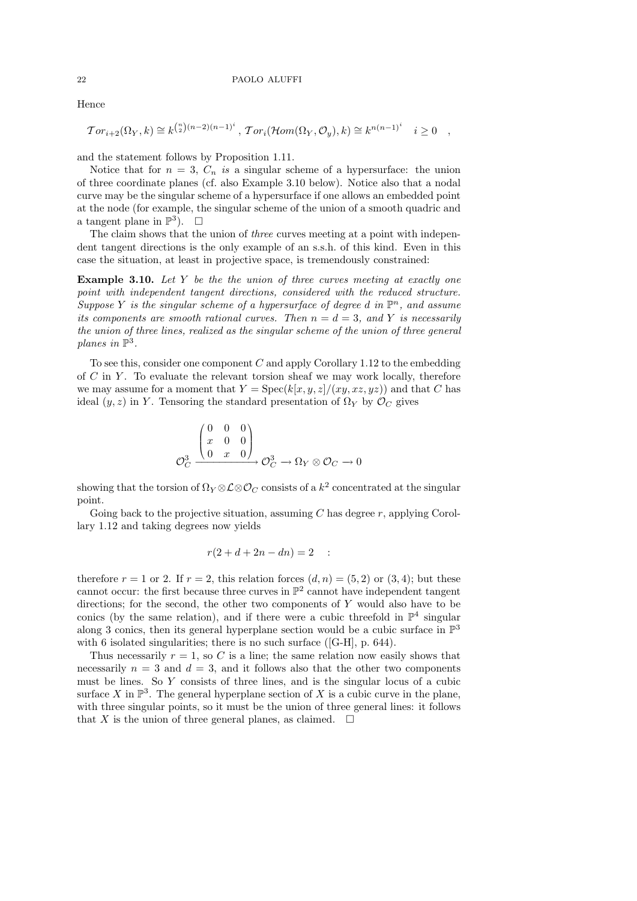Hence

$$\mathcal{T}or_{i+2}(\Omega_Y, k) \cong k^{\binom{n}{2}(n-2)(n-1)^i}, \; \mathcal{T}or_i(\mathcal{H}om(\Omega_Y, \mathcal{O}_y), k) \cong k^{n(n-1)^i} \quad i \geq 0 \quad ,$$

and the statement follows by Proposition 1.11.

Notice that for $n = 3$, $C_n$ *is* a singular scheme of a hypersurface: the union of three coordinate planes (cf. also Example 3.10 below). Notice also that a nodal curve may be the singular scheme of a hypersurface if one allows an embedded point at the node (for example, the singular scheme of the union of a smooth quadric and a tangent plane in $\mathbb{P}^3$). $\square$

The claim shows that the union of *three* curves meeting at a point with independent tangent directions is the only example of an s.s.h. of this kind. Even in this case the situation, at least in projective space, is tremendously constrained:

**Example 3.10.** *Let $Y$ be the the union of three curves meeting at exactly one point with independent tangent directions, considered with the reduced structure. Suppose $Y$ is the singular scheme of a hypersurface of degree $d$ in $\mathbb{P}^n$, and assume its components are smooth rational curves. Then $n = d = 3$, and $Y$ is necessarily the union of three lines, realized as the singular scheme of the union of three general planes in $\mathbb{P}^3$.*

To see this, consider one component $C$ and apply Corollary 1.12 to the embedding of $C$ in $Y$. To evaluate the relevant torsion sheaf we may work locally, therefore we may assume for a moment that $Y = \operatorname{Spec}(k[x, y, z]/(xy, xz, yz))$ and that $C$ has ideal $(y, z)$ in $Y$. Tensoring the standard presentation of $\Omega_Y$ by $\mathcal{O}_C$ gives

$$\mathcal{O}_C^3 \xrightarrow{\begin{pmatrix} 0 & 0 & 0 \\ x & 0 & 0 \\ 0 & x & 0 \end{pmatrix}} \mathcal{O}_C^3 \to \Omega_Y \otimes \mathcal{O}_C \to 0$$

showing that the torsion of $\Omega_Y \otimes \mathcal{L} \otimes \mathcal{O}_C$ consists of a $k^2$ concentrated at the singular point.

Going back to the projective situation, assuming $C$ has degree $r$, applying Corollary 1.12 and taking degrees now yields

$$r(2 + d + 2n - dn) = 2 \quad :$$

therefore $r = 1$ or 2. If $r = 2$, this relation forces $(d, n) = (5, 2)$ or $(3, 4)$; but these cannot occur: the first because three curves in $\mathbb{P}^2$ cannot have independent tangent directions; for the second, the other two components of $Y$ would also have to be conics (by the same relation), and if there were a cubic threefold in $\mathbb{P}^4$ singular along 3 conics, then its general hyperplane section would be a cubic surface in $\mathbb{P}^3$ with 6 isolated singularities; there is no such surface ([G-H], p. 644).

Thus necessarily $r = 1$, so $C$ is a line; the same relation now easily shows that necessarily $n = 3$ and $d = 3$, and it follows also that the other two components must be lines. So $Y$ consists of three lines, and is the singular locus of a cubic surface $X$ in $\mathbb{P}^3$. The general hyperplane section of $X$ is a cubic curve in the plane, with three singular points, so it must be the union of three general lines: it follows that $X$ is the union of three general planes, as claimed. $\square$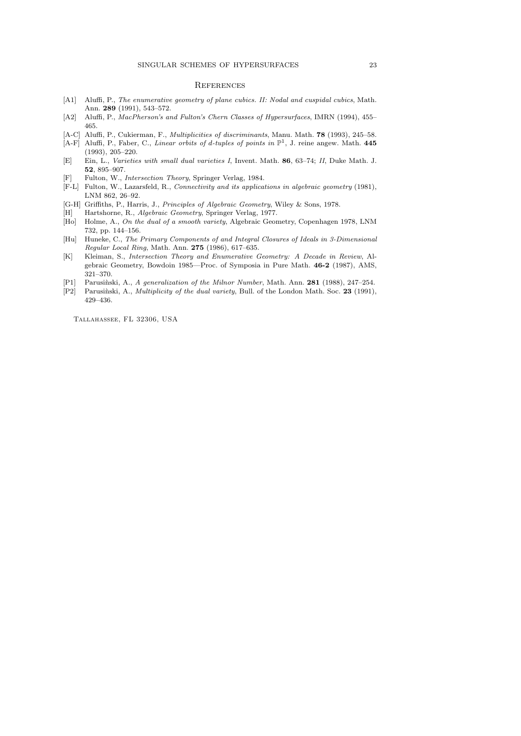## References

- [A1] Aluffi, P., *The enumerative geometry of plane cubics. II: Nodal and cuspidal cubics*, Math. Ann. **289** (1991), 543–572.
- [A2] Aluffi, P., *MacPherson's and Fulton's Chern Classes of Hypersurfaces*, IMRN (1994), 455–465.
- [A-C] Aluffi, P., Cukierman, F., *Multiplicities of discriminants*, Manu. Math. **78** (1993), 245–58.
- [A-F] Aluffi, P., Faber, C., *Linear orbits of d-tuples of points in* $\mathbb{P}^1$, J. reine angew. Math. **445** (1993), 205–220.
- [E] Ein, L., *Varieties with small dual varieties I*, Invent. Math. **86**, 63–74; *II*, Duke Math. J. **52**, 895–907.
- [F] Fulton, W., *Intersection Theory*, Springer Verlag, 1984.
- [F-L] Fulton, W., Lazarsfeld, R., *Connectivity and its applications in algebraic geometry* (1981), LNM 862, 26–92.
- [G-H] Griffiths, P., Harris, J., *Principles of Algebraic Geometry*, Wiley & Sons, 1978.
- [H] Hartshorne, R., *Algebraic Geometry*, Springer Verlag, 1977.
- [Ho] Holme, A., *On the dual of a smooth variety*, Algebraic Geometry, Copenhagen 1978, LNM 732, pp. 144–156.
- [Hu] Huneke, C., *The Primary Components of and Integral Closures of Ideals in 3-Dimensional Regular Local Ring*, Math. Ann. **275** (1986), 617–635.
- [K] Kleiman, S., *Intersection Theory and Enumerative Geometry: A Decade in Review*, Algebraic Geometry, Bowdoin 1985—Proc. of Symposia in Pure Math. **46-2** (1987), AMS, 321–370.
- [P1] Parusiǹski, A., *A generalization of the Milnor Number*, Math. Ann. **281** (1988), 247–254.
- [P2] Parusiǹski, A., *Multiplicity of the dual variety*, Bull. of the London Math. Soc. **23** (1991), 429–436.

Tallahassee, FL 32306, USA